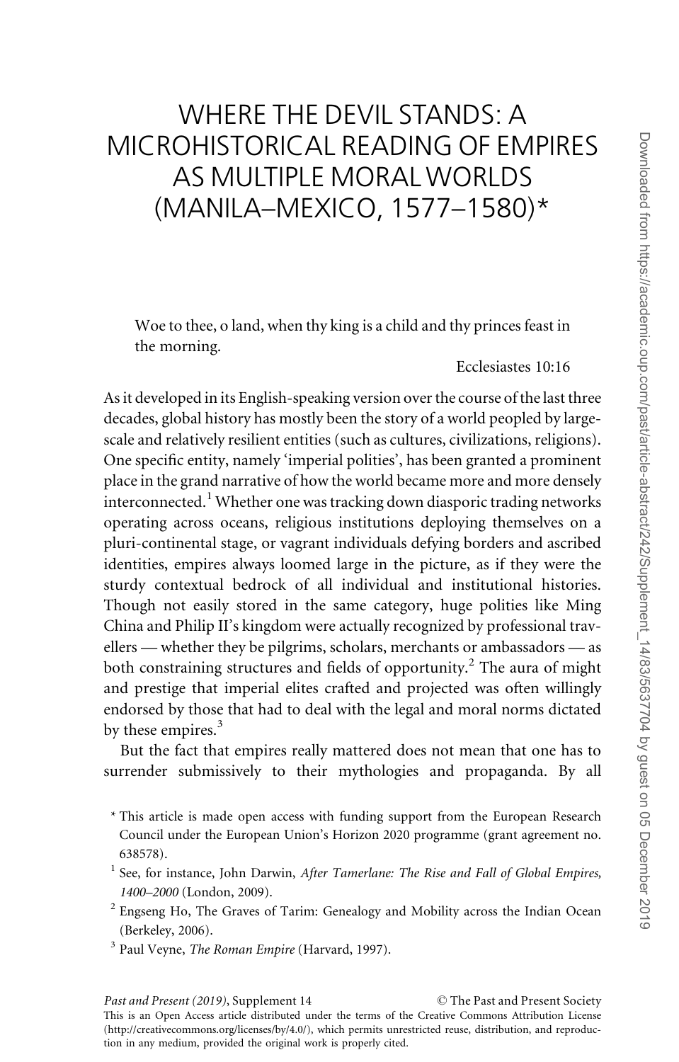# WHERE THE DEVIL STANDS: A MICROHISTORICAL READING OF EMPIRES AS MULTIPLE MORAL WORLDS (MANILA–MEXICO, 1577–1580)*

> Woe to thee, o land, when thy king is a child and thy princes feast in the morning.
>
> Ecclesiastes 10:16

As it developed in its English-speaking version over the course of the last three decades, global history has mostly been the story of a world peopled by large-scale and relatively resilient entities (such as cultures, civilizations, religions). One specific entity, namely 'imperial polities', has been granted a prominent place in the grand narrative of how the world became more and more densely interconnected.[1] Whether one was tracking down diasporic trading networks operating across oceans, religious institutions deploying themselves on a pluri-continental stage, or vagrant individuals defying borders and ascribed identities, empires always loomed large in the picture, as if they were the sturdy contextual bedrock of all individual and institutional histories. Though not easily stored in the same category, huge polities like Ming China and Philip II's kingdom were actually recognized by professional travellers — whether they be pilgrims, scholars, merchants or ambassadors — as both constraining structures and fields of opportunity.[2] The aura of might and prestige that imperial elites crafted and projected was often willingly endorsed by those that had to deal with the legal and moral norms dictated by these empires.[3]

But the fact that empires really mattered does not mean that one has to surrender submissively to their mythologies and propaganda. By all

\* This article is made open access with funding support from the European Research Council under the European Union's Horizon 2020 programme (grant agreement no. 638578).

[1] See, for instance, John Darwin, *After Tamerlane: The Rise and Fall of Global Empires, 1400–2000* (London, 2009).

[2] Engseng Ho, The Graves of Tarim: Genealogy and Mobility across the Indian Ocean (Berkeley, 2006).

[3] Paul Veyne, *The Roman Empire* (Harvard, 1997).

This is an Open Access article distributed under the terms of the Creative Commons Attribution License (http://creativecommons.org/licenses/by/4.0/), which permits unrestricted reuse, distribution, and reproduction in any medium, provided the original work is properly cited.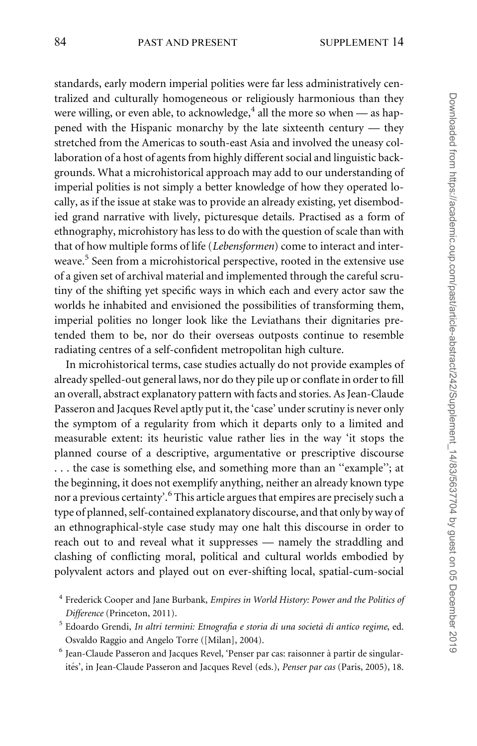standards, early modern imperial polities were far less administratively centralized and culturally homogeneous or religiously harmonious than they were willing, or even able, to acknowledge,[4] all the more so when — as happened with the Hispanic monarchy by the late sixteenth century — they stretched from the Americas to south-east Asia and involved the uneasy collaboration of a host of agents from highly different social and linguistic backgrounds. What a microhistorical approach may add to our understanding of imperial polities is not simply a better knowledge of how they operated locally, as if the issue at stake was to provide an already existing, yet disembodied grand narrative with lively, picturesque details. Practised as a form of ethnography, microhistory has less to do with the question of scale than with that of how multiple forms of life (*Lebensformen*) come to interact and interweave.[5] Seen from a microhistorical perspective, rooted in the extensive use of a given set of archival material and implemented through the careful scrutiny of the shifting yet specific ways in which each and every actor saw the worlds he inhabited and envisioned the possibilities of transforming them, imperial polities no longer look like the Leviathans their dignitaries pretended them to be, nor do their overseas outposts continue to resemble radiating centres of a self-confident metropolitan high culture.

In microhistorical terms, case studies actually do not provide examples of already spelled-out general laws, nor do they pile up or conflate in order to fill an overall, abstract explanatory pattern with facts and stories. As Jean-Claude Passeron and Jacques Revel aptly put it, the 'case' under scrutiny is never only the symptom of a regularity from which it departs only to a limited and measurable extent: its heuristic value rather lies in the way 'it stops the planned course of a descriptive, argumentative or prescriptive discourse . . . the case is something else, and something more than an "example"; at the beginning, it does not exemplify anything, neither an already known type nor a previous certainty'.[6] This article argues that empires are precisely such a type of planned, self-contained explanatory discourse, and that only by way of an ethnographical-style case study may one halt this discourse in order to reach out to and reveal what it suppresses — namely the straddling and clashing of conflicting moral, political and cultural worlds embodied by polyvalent actors and played out on ever-shifting local, spatial-cum-social

[4] Frederick Cooper and Jane Burbank, *Empires in World History: Power and the Politics of Difference* (Princeton, 2011).

[5] Edoardo Grendi, *In altri termini: Etnografia e storia di una società di antico regime*, ed. Osvaldo Raggio and Angelo Torre ([Milan], 2004).

[6] Jean-Claude Passeron and Jacques Revel, 'Penser par cas: raisonner à partir de singularités', in Jean-Claude Passeron and Jacques Revel (eds.), *Penser par cas* (Paris, 2005), 18.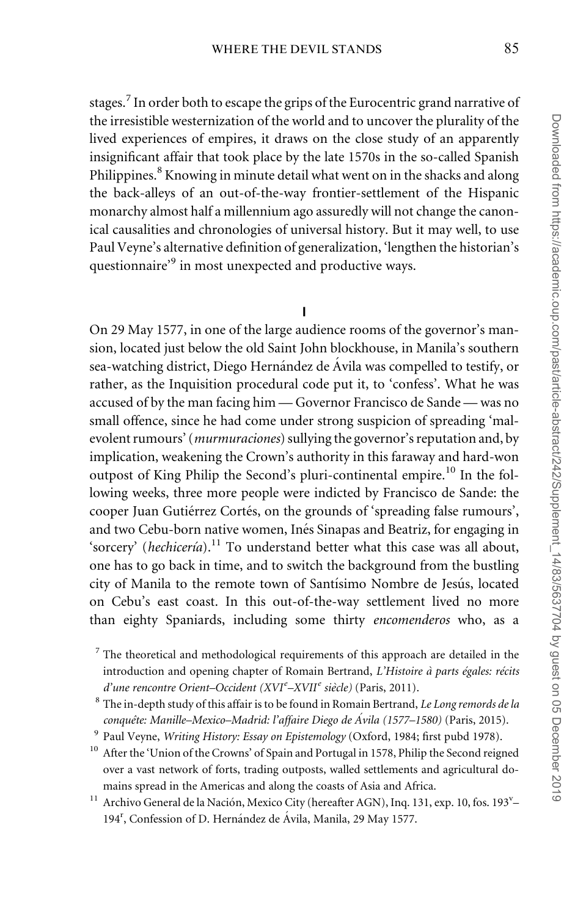stages.[7] In order both to escape the grips of the Eurocentric grand narrative of the irresistible westernization of the world and to uncover the plurality of the lived experiences of empires, it draws on the close study of an apparently insignificant affair that took place by the late 1570s in the so-called Spanish Philippines.[8] Knowing in minute detail what went on in the shacks and along the back-alleys of an out-of-the-way frontier-settlement of the Hispanic monarchy almost half a millennium ago assuredly will not change the canonical causalities and chronologies of universal history. But it may well, to use Paul Veyne's alternative definition of generalization, 'lengthen the historian's questionnaire'[9] in most unexpected and productive ways.

## I

On 29 May 1577, in one of the large audience rooms of the governor's mansion, located just below the old Saint John blockhouse, in Manila's southern sea-watching district, Diego Hernández de Ávila was compelled to testify, or rather, as the Inquisition procedural code put it, to 'confess'. What he was accused of by the man facing him — Governor Francisco de Sande — was no small offence, since he had come under strong suspicion of spreading 'malevolent rumours' (*murmuraciones*) sullying the governor's reputation and, by implication, weakening the Crown's authority in this faraway and hard-won outpost of King Philip the Second's pluri-continental empire.[10] In the following weeks, three more people were indicted by Francisco de Sande: the cooper Juan Gutiérrez Cortés, on the grounds of 'spreading false rumours', and two Cebu-born native women, Inés Sinapas and Beatriz, for engaging in 'sorcery' (*hechicería*).[11] To understand better what this case was all about, one has to go back in time, and to switch the background from the bustling city of Manila to the remote town of Santísimo Nombre de Jesús, located on Cebu's east coast. In this out-of-the-way settlement lived no more than eighty Spaniards, including some thirty *encomenderos* who, as a

[7] The theoretical and methodological requirements of this approach are detailed in the introduction and opening chapter of Romain Bertrand, *L'Histoire à parts égales: récits d'une rencontre Orient–Occident (XVI^e–XVII^e siècle)* (Paris, 2011).

[8] The in-depth study of this affair is to be found in Romain Bertrand, *Le Long remords de la conquête: Manille–Mexico–Madrid: l'affaire Diego de Ávila (1577–1580)* (Paris, 2015).

[9] Paul Veyne, *Writing History: Essay on Epistemology* (Oxford, 1984; first pubd 1978).

[10] After the 'Union of the Crowns' of Spain and Portugal in 1578, Philip the Second reigned over a vast network of forts, trading outposts, walled settlements and agricultural domains spread in the Americas and along the coasts of Asia and Africa.

[11] Archivo General de la Nación, Mexico City (hereafter AGN), Inq. 131, exp. 10, fos. 193^v–194^r, Confession of D. Hernández de Ávila, Manila, 29 May 1577.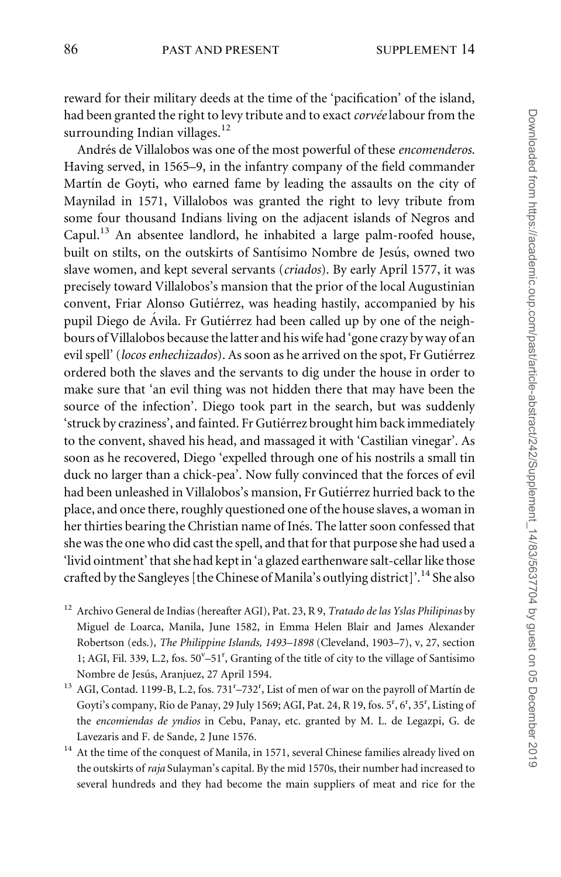reward for their military deeds at the time of the 'pacification' of the island, had been granted the right to levy tribute and to exact *corvée* labour from the surrounding Indian villages.[12]

Andrés de Villalobos was one of the most powerful of these *encomenderos*. Having served, in 1565–9, in the infantry company of the field commander Martín de Goyti, who earned fame by leading the assaults on the city of Maynilad in 1571, Villalobos was granted the right to levy tribute from some four thousand Indians living on the adjacent islands of Negros and Capul.[13] An absentee landlord, he inhabited a large palm-roofed house, built on stilts, on the outskirts of Santísimo Nombre de Jesús, owned two slave women, and kept several servants (*criados*). By early April 1577, it was precisely toward Villalobos's mansion that the prior of the local Augustinian convent, Friar Alonso Gutiérrez, was heading hastily, accompanied by his pupil Diego de Ávila. Fr Gutiérrez had been called up by one of the neighbours of Villalobos because the latter and his wife had 'gone crazy by way of an evil spell' (*locos enhechizados*). As soon as he arrived on the spot, Fr Gutiérrez ordered both the slaves and the servants to dig under the house in order to make sure that 'an evil thing was not hidden there that may have been the source of the infection'. Diego took part in the search, but was suddenly 'struck by craziness', and fainted. Fr Gutiérrez brought him back immediately to the convent, shaved his head, and massaged it with 'Castilian vinegar'. As soon as he recovered, Diego 'expelled through one of his nostrils a small tin duck no larger than a chick-pea'. Now fully convinced that the forces of evil had been unleashed in Villalobos's mansion, Fr Gutiérrez hurried back to the place, and once there, roughly questioned one of the house slaves, a woman in her thirties bearing the Christian name of Inés. The latter soon confessed that she was the one who did cast the spell, and that for that purpose she had used a 'livid ointment' that she had kept in 'a glazed earthenware salt-cellar like those crafted by the Sangleyes [the Chinese of Manila's outlying district]'.[14] She also

[12] Archivo General de Indias (hereafter AGI), Pat. 23, R 9, *Tratado de las Yslas Philipinas* by Miguel de Loarca, Manila, June 1582, in Emma Helen Blair and James Alexander Robertson (eds.), *The Philippine Islands, 1493–1898* (Cleveland, 1903–7), v, 27, section 1; AGI, Fil. 339, L.2, fos. 50$^{v}$–51$^{r}$, Granting of the title of city to the village of Santísimo Nombre de Jesús, Aranjuez, 27 April 1594.

[13] AGI, Contad. 1199-B, L.2, fos. 731$^{r}$–732$^{r}$, List of men of war on the payroll of Martín de Goyti's company, Rio de Panay, 29 July 1569; AGI, Pat. 24, R 19, fos. 5$^{r}$, 6$^{r}$, 35$^{r}$, Listing of the *encomiendas de yndios* in Cebu, Panay, etc. granted by M. L. de Legazpi, G. de Lavezaris and F. de Sande, 2 June 1576.

[14] At the time of the conquest of Manila, in 1571, several Chinese families already lived on the outskirts of *raja* Sulayman's capital. By the mid 1570s, their number had increased to several hundreds and they had become the main suppliers of meat and rice for the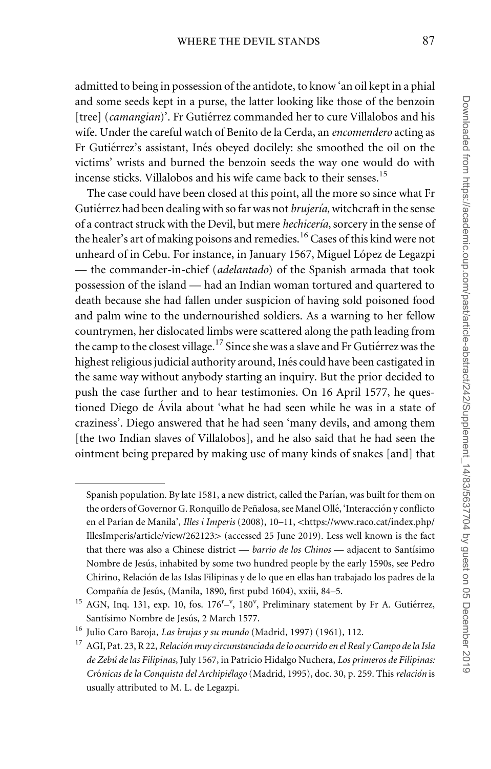admitted to being in possession of the antidote, to know 'an oil kept in a phial and some seeds kept in a purse, the latter looking like those of the benzoin [tree] (*camangian*)'. Fr Gutiérrez commanded her to cure Villalobos and his wife. Under the careful watch of Benito de la Cerda, an *encomendero* acting as Fr Gutiérrez's assistant, Inés obeyed docilely: she smoothed the oil on the victims' wrists and burned the benzoin seeds the way one would do with incense sticks. Villalobos and his wife came back to their senses.[15]

The case could have been closed at this point, all the more so since what Fr Gutiérrez had been dealing with so far was not *brujería*, witchcraft in the sense of a contract struck with the Devil, but mere *hechicería*, sorcery in the sense of the healer's art of making poisons and remedies.[16] Cases of this kind were not unheard of in Cebu. For instance, in January 1567, Miguel López de Legazpi — the commander-in-chief (*adelantado*) of the Spanish armada that took possession of the island — had an Indian woman tortured and quartered to death because she had fallen under suspicion of having sold poisoned food and palm wine to the undernourished soldiers. As a warning to her fellow countrymen, her dislocated limbs were scattered along the path leading from the camp to the closest village.[17] Since she was a slave and Fr Gutiérrez was the highest religious judicial authority around, Inés could have been castigated in the same way without anybody starting an inquiry. But the prior decided to push the case further and to hear testimonies. On 16 April 1577, he questioned Diego de Ávila about 'what he had seen while he was in a state of craziness'. Diego answered that he had seen 'many devils, and among them [the two Indian slaves of Villalobos], and he also said that he had seen the ointment being prepared by making use of many kinds of snakes [and] that

---

Spanish population. By late 1581, a new district, called the Parían, was built for them on the orders of Governor G. Ronquillo de Peñalosa, see Manel Ollé, 'Interacción y conflicto en el Parían de Manila', *Illes i Imperis* (2008), 10–11, <https://www.raco.cat/index.php/IllesImperis/article/view/262123> (accessed 25 June 2019). Less well known is the fact that there was also a Chinese district — *barrio de los Chinos* — adjacent to Santísimo Nombre de Jesús, inhabited by some two hundred people by the early 1590s, see Pedro Chirino, Relación de las Islas Filipinas y de lo que en ellas han trabajado los padres de la Compañía de Jesús, (Manila, 1890, first pubd 1604), xxiii, 84–5.

[15] AGN, Inq. 131, exp. 10, fos. 176r–v, 180v, Preliminary statement by Fr A. Gutiérrez, Santísimo Nombre de Jesús, 2 March 1577.

[16] Julio Caro Baroja, *Las brujas y su mundo* (Madrid, 1997) (1961), 112.

[17] AGI, Pat. 23, R 22, *Relación muy circunstanciada de lo ocurrido en el Real y Campo de la Isla de Zebú de las Filipinas*, July 1567, in Patricio Hidalgo Nuchera, *Los primeros de Filipinas: Crónicas de la Conquista del Archipiélago* (Madrid, 1995), doc. 30, p. 259. This *relación* is usually attributed to M. L. de Legazpi.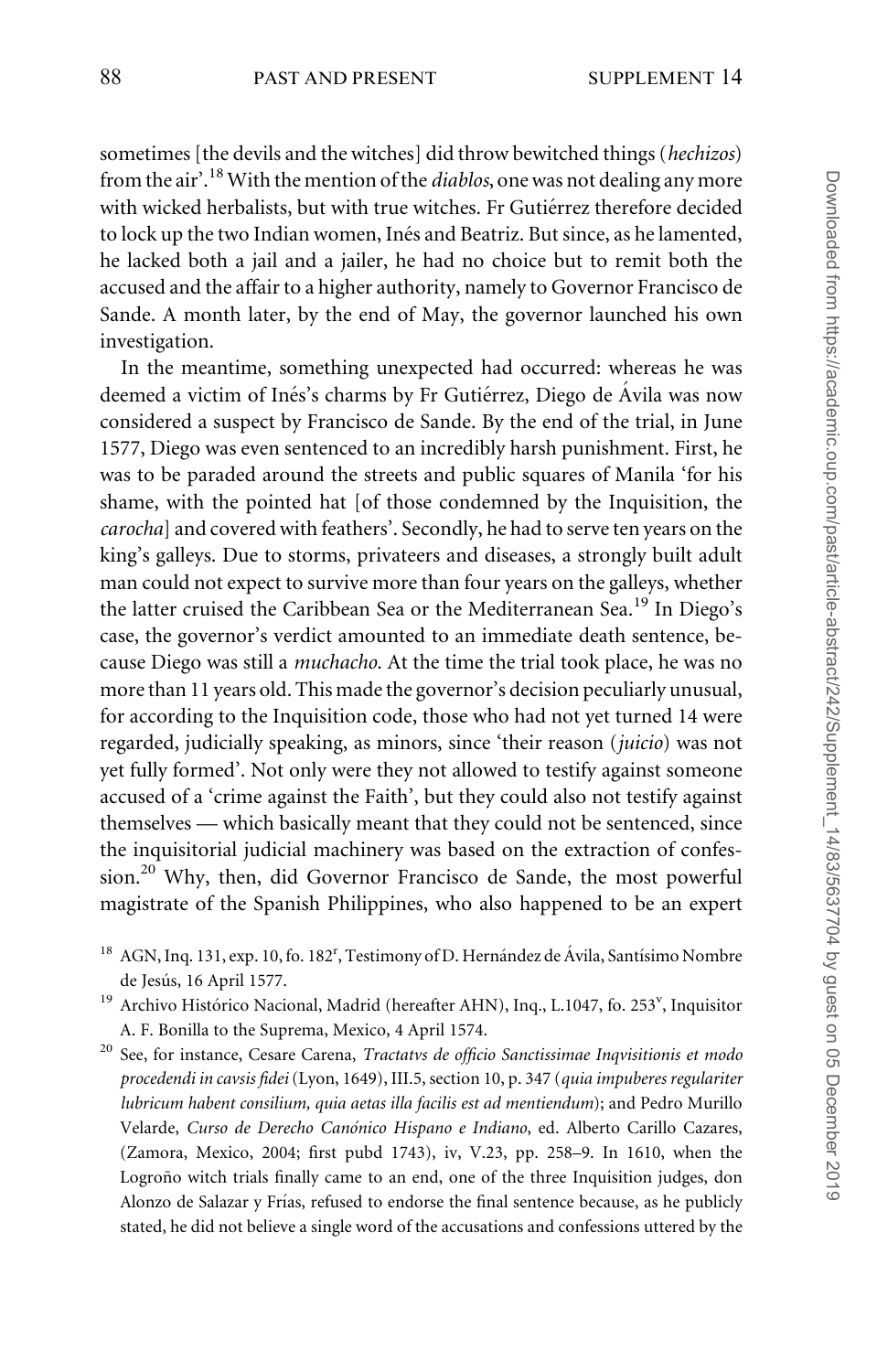sometimes [the devils and the witches] did throw bewitched things (*hechizos*) from the air'.[18] With the mention of the *diablos*, one was not dealing any more with wicked herbalists, but with true witches. Fr Gutiérrez therefore decided to lock up the two Indian women, Inés and Beatriz. But since, as he lamented, he lacked both a jail and a jailer, he had no choice but to remit both the accused and the affair to a higher authority, namely to Governor Francisco de Sande. A month later, by the end of May, the governor launched his own investigation.

In the meantime, something unexpected had occurred: whereas he was deemed a victim of Inés's charms by Fr Gutiérrez, Diego de Ávila was now considered a suspect by Francisco de Sande. By the end of the trial, in June 1577, Diego was even sentenced to an incredibly harsh punishment. First, he was to be paraded around the streets and public squares of Manila 'for his shame, with the pointed hat [of those condemned by the Inquisition, the *carocha*] and covered with feathers'. Secondly, he had to serve ten years on the king's galleys. Due to storms, privateers and diseases, a strongly built adult man could not expect to survive more than four years on the galleys, whether the latter cruised the Caribbean Sea or the Mediterranean Sea.[19] In Diego's case, the governor's verdict amounted to an immediate death sentence, because Diego was still a *muchacho*. At the time the trial took place, he was no more than 11 years old. This made the governor's decision peculiarly unusual, for according to the Inquisition code, those who had not yet turned 14 were regarded, judicially speaking, as minors, since 'their reason (*juicio*) was not yet fully formed'. Not only were they not allowed to testify against someone accused of a 'crime against the Faith', but they could also not testify against themselves — which basically meant that they could not be sentenced, since the inquisitorial judicial machinery was based on the extraction of confession.[20] Why, then, did Governor Francisco de Sande, the most powerful magistrate of the Spanish Philippines, who also happened to be an expert

[18] AGN, Inq. 131, exp. 10, fo. 182r, Testimony of D. Hernández de Ávila, Santísimo Nombre de Jesús, 16 April 1577.

[19] Archivo Histórico Nacional, Madrid (hereafter AHN), Inq., L.1047, fo. 253v, Inquisitor A. F. Bonilla to the Suprema, Mexico, 4 April 1574.

[20] See, for instance, Cesare Carena, *Tractatvs de officio Sanctissimae Inqvisitionis et modo procedendi in cavsis fidei* (Lyon, 1649), III.5, section 10, p. 347 (*quia impuberes regulariter lubricum habent consilium, quia aetas illa facilis est ad mentiendum*); and Pedro Murillo Velarde, *Curso de Derecho Canónico Hispano e Indiano*, ed. Alberto Carillo Cazares, (Zamora, Mexico, 2004; first pubd 1743), iv, V.23, pp. 258–9. In 1610, when the Logroño witch trials finally came to an end, one of the three Inquisition judges, don Alonzo de Salazar y Frías, refused to endorse the final sentence because, as he publicly stated, he did not believe a single word of the accusations and confessions uttered by the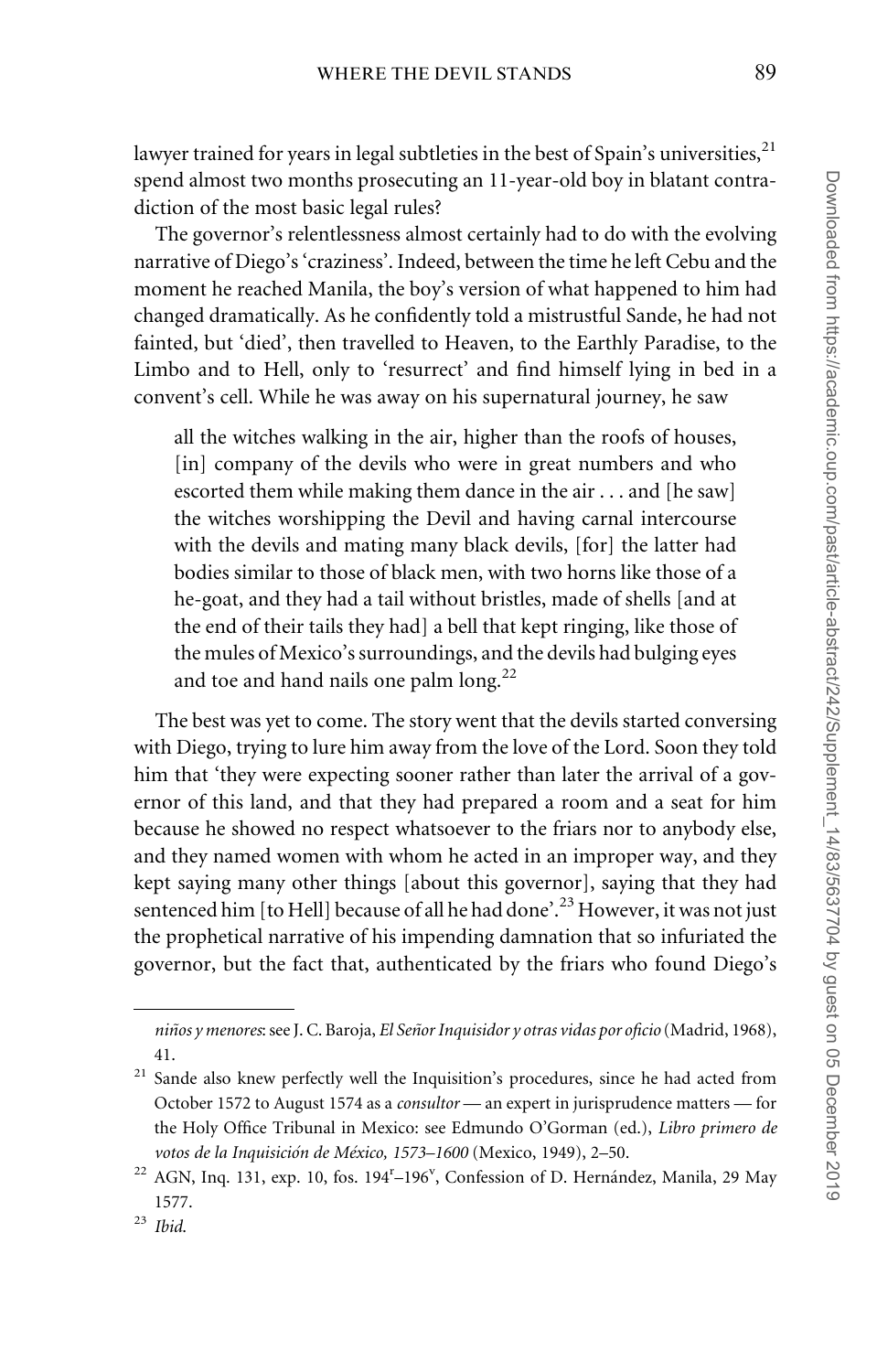lawyer trained for years in legal subtleties in the best of Spain's universities,[21] spend almost two months prosecuting an 11-year-old boy in blatant contradiction of the most basic legal rules?

The governor's relentlessness almost certainly had to do with the evolving narrative of Diego's 'craziness'. Indeed, between the time he left Cebu and the moment he reached Manila, the boy's version of what happened to him had changed dramatically. As he confidently told a mistrustful Sande, he had not fainted, but 'died', then travelled to Heaven, to the Earthly Paradise, to the Limbo and to Hell, only to 'resurrect' and find himself lying in bed in a convent's cell. While he was away on his supernatural journey, he saw

> all the witches walking in the air, higher than the roofs of houses, [in] company of the devils who were in great numbers and who escorted them while making them dance in the air . . . and [he saw] the witches worshipping the Devil and having carnal intercourse with the devils and mating many black devils, [for] the latter had bodies similar to those of black men, with two horns like those of a he-goat, and they had a tail without bristles, made of shells [and at the end of their tails they had] a bell that kept ringing, like those of the mules of Mexico's surroundings, and the devils had bulging eyes and toe and hand nails one palm long.[22]

The best was yet to come. The story went that the devils started conversing with Diego, trying to lure him away from the love of the Lord. Soon they told him that 'they were expecting sooner rather than later the arrival of a governor of this land, and that they had prepared a room and a seat for him because he showed no respect whatsoever to the friars nor to anybody else, and they named women with whom he acted in an improper way, and they kept saying many other things [about this governor], saying that they had sentenced him [to Hell] because of all he had done'.[23] However, it was not just the prophetical narrative of his impending damnation that so infuriated the governor, but the fact that, authenticated by the friars who found Diego's

---

*niños y menores*: see J. C. Baroja, *El Señor Inquisidor y otras vidas por oficio* (Madrid, 1968), 41.

[21] Sande also knew perfectly well the Inquisition's procedures, since he had acted from October 1572 to August 1574 as a *consultor* — an expert in jurisprudence matters — for the Holy Office Tribunal in Mexico: see Edmundo O'Gorman (ed.), *Libro primero de votos de la Inquisición de México, 1573–1600* (Mexico, 1949), 2–50.

[22] AGN, Inq. 131, exp. 10, fos. 194r–196v, Confession of D. Hernández, Manila, 29 May 1577.

[23] *Ibid.*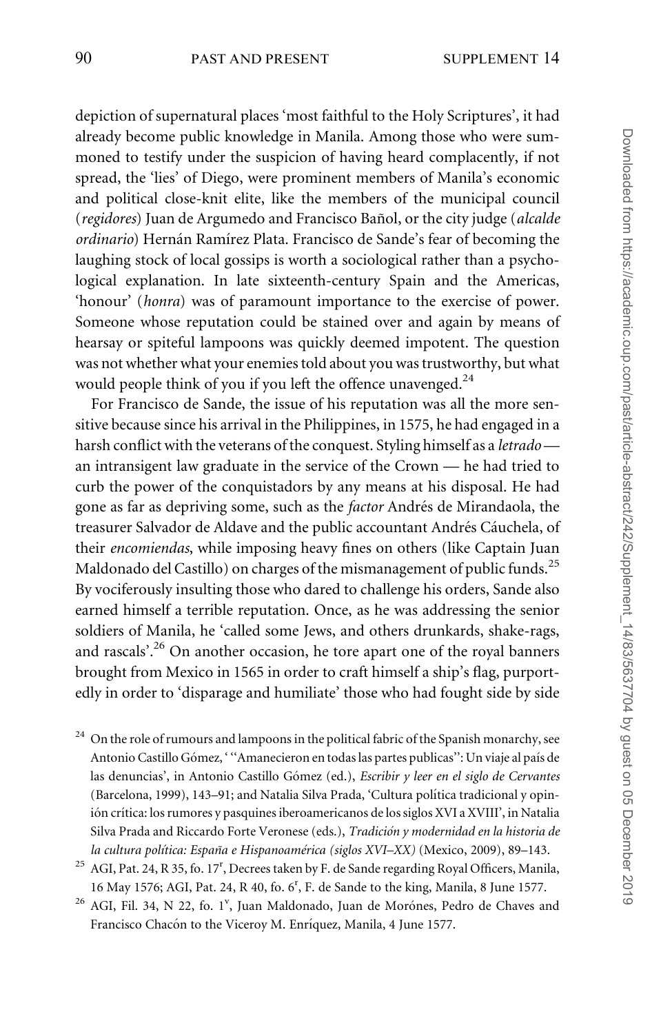depiction of supernatural places 'most faithful to the Holy Scriptures', it had already become public knowledge in Manila. Among those who were summoned to testify under the suspicion of having heard complacently, if not spread, the 'lies' of Diego, were prominent members of Manila's economic and political close-knit elite, like the members of the municipal council (*regidores*) Juan de Argumedo and Francisco Bañol, or the city judge (*alcalde ordinario*) Hernán Ramírez Plata. Francisco de Sande's fear of becoming the laughing stock of local gossips is worth a sociological rather than a psychological explanation. In late sixteenth-century Spain and the Americas, 'honour' (*honra*) was of paramount importance to the exercise of power. Someone whose reputation could be stained over and again by means of hearsay or spiteful lampoons was quickly deemed impotent. The question was not whether what your enemies told about you was trustworthy, but what would people think of you if you left the offence unavenged.[24]

For Francisco de Sande, the issue of his reputation was all the more sensitive because since his arrival in the Philippines, in 1575, he had engaged in a harsh conflict with the veterans of the conquest. Styling himself as a *letrado* — an intransigent law graduate in the service of the Crown — he had tried to curb the power of the conquistadors by any means at his disposal. He had gone as far as depriving some, such as the *factor* Andrés de Mirandaola, the treasurer Salvador de Aldave and the public accountant Andrés Cáuchela, of their *encomiendas*, while imposing heavy fines on others (like Captain Juan Maldonado del Castillo) on charges of the mismanagement of public funds.[25] By vociferously insulting those who dared to challenge his orders, Sande also earned himself a terrible reputation. Once, as he was addressing the senior soldiers of Manila, he 'called some Jews, and others drunkards, shake-rags, and rascals'.[26] On another occasion, he tore apart one of the royal banners brought from Mexico in 1565 in order to craft himself a ship's flag, purportedly in order to 'disparage and humiliate' those who had fought side by side

[24] On the role of rumours and lampoons in the political fabric of the Spanish monarchy, see Antonio Castillo Gómez, '"Amanecieron en todas las partes publicas": Un viaje al país de las denuncias', in Antonio Castillo Gómez (ed.), *Escribir y leer en el siglo de Cervantes* (Barcelona, 1999), 143–91; and Natalia Silva Prada, 'Cultura política tradicional y opinión crítica: los rumores y pasquines iberoamericanos de los siglos XVI a XVIII', in Natalia Silva Prada and Riccardo Forte Veronese (eds.), *Tradición y modernidad en la historia de la cultura política: España e Hispanoamérica (siglos XVI–XX)* (Mexico, 2009), 89–143.

[25] AGI, Pat. 24, R 35, fo. 17[r], Decrees taken by F. de Sande regarding Royal Officers, Manila, 16 May 1576; AGI, Pat. 24, R 40, fo. 6[r], F. de Sande to the king, Manila, 8 June 1577.

[26] AGI, Fil. 34, N 22, fo. 1[v], Juan Maldonado, Juan de Morónes, Pedro de Chaves and Francisco Chacón to the Viceroy M. Enríquez, Manila, 4 June 1577.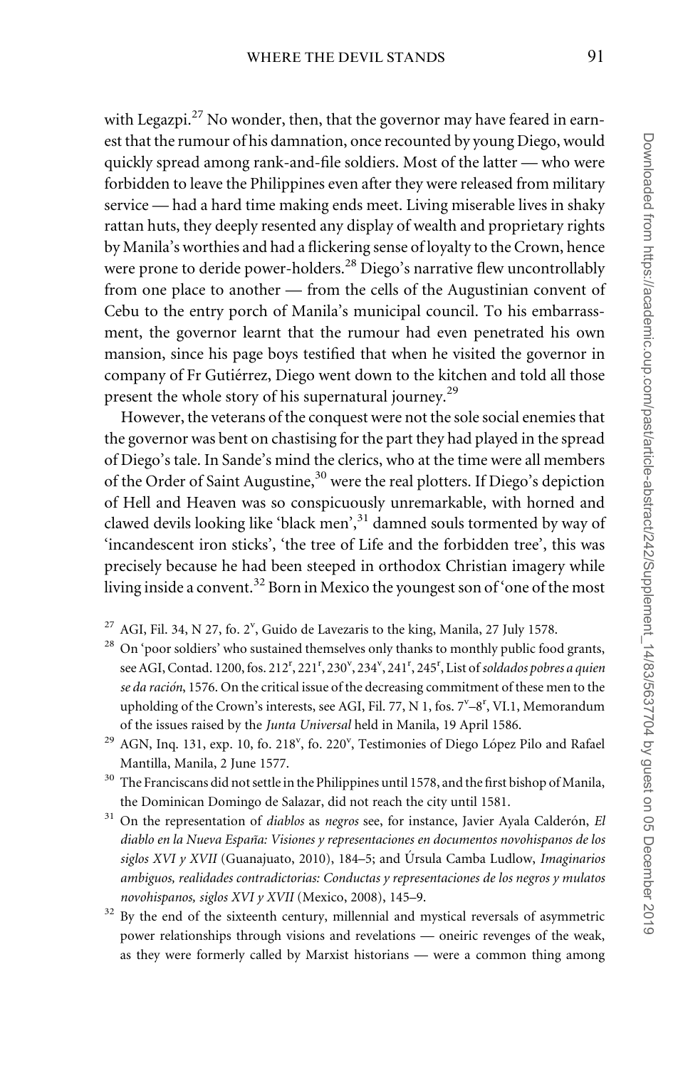with Legazpi.[27] No wonder, then, that the governor may have feared in earnest that the rumour of his damnation, once recounted by young Diego, would quickly spread among rank-and-file soldiers. Most of the latter — who were forbidden to leave the Philippines even after they were released from military service — had a hard time making ends meet. Living miserable lives in shaky rattan huts, they deeply resented any display of wealth and proprietary rights by Manila's worthies and had a flickering sense of loyalty to the Crown, hence were prone to deride power-holders.[28] Diego's narrative flew uncontrollably from one place to another — from the cells of the Augustinian convent of Cebu to the entry porch of Manila's municipal council. To his embarrassment, the governor learnt that the rumour had even penetrated his own mansion, since his page boys testified that when he visited the governor in company of Fr Gutiérrez, Diego went down to the kitchen and told all those present the whole story of his supernatural journey.[29]

However, the veterans of the conquest were not the sole social enemies that the governor was bent on chastising for the part they had played in the spread of Diego's tale. In Sande's mind the clerics, who at the time were all members of the Order of Saint Augustine,[30] were the real plotters. If Diego's depiction of Hell and Heaven was so conspicuously unremarkable, with horned and clawed devils looking like 'black men',[31] damned souls tormented by way of 'incandescent iron sticks', 'the tree of Life and the forbidden tree', this was precisely because he had been steeped in orthodox Christian imagery while living inside a convent.[32] Born in Mexico the youngest son of 'one of the most

[27] AGI, Fil. 34, N 27, fo. 2$^{v}$, Guido de Lavezaris to the king, Manila, 27 July 1578.

[28] On 'poor soldiers' who sustained themselves only thanks to monthly public food grants, see AGI, Contad. 1200, fos. 212$^{r}$, 221$^{r}$, 230$^{v}$, 234$^{v}$, 241$^{r}$, 245$^{r}$, List of *soldados pobres a quien se da ración*, 1576. On the critical issue of the decreasing commitment of these men to the upholding of the Crown's interests, see AGI, Fil. 77, N 1, fos. 7$^{v}$–8$^{r}$, VI.1, Memorandum of the issues raised by the *Junta Universal* held in Manila, 19 April 1586.

[29] AGN, Inq. 131, exp. 10, fo. 218$^{v}$, fo. 220$^{v}$, Testimonies of Diego López Pilo and Rafael Mantilla, Manila, 2 June 1577.

[30] The Franciscans did not settle in the Philippines until 1578, and the first bishop of Manila, the Dominican Domingo de Salazar, did not reach the city until 1581.

[31] On the representation of *diablos* as *negros* see, for instance, Javier Ayala Calderón, *El diablo en la Nueva España: Visiones y representaciones en documentos novohispanos de los siglos XVI y XVII* (Guanajuato, 2010), 184–5; and Úrsula Camba Ludlow, *Imaginarios ambiguos, realidades contradictorias: Conductas y representaciones de los negros y mulatos novohispanos, siglos XVI y XVII* (Mexico, 2008), 145–9.

[32] By the end of the sixteenth century, millennial and mystical reversals of asymmetric power relationships through visions and revelations — oneiric revenges of the weak, as they were formerly called by Marxist historians — were a common thing among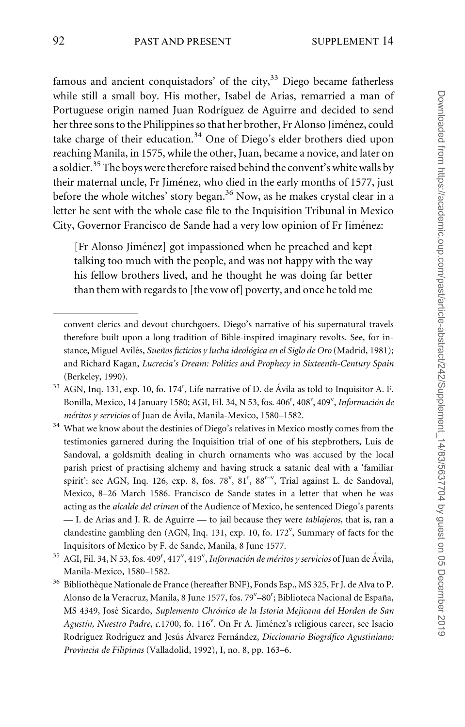famous and ancient conquistadors' of the city,[33] Diego became fatherless while still a small boy. His mother, Isabel de Arias, remarried a man of Portuguese origin named Juan Rodríguez de Aguirre and decided to send her three sons to the Philippines so that her brother, Fr Alonso Jiménez, could take charge of their education.[34] One of Diego's elder brothers died upon reaching Manila, in 1575, while the other, Juan, became a novice, and later on a soldier.[35] The boys were therefore raised behind the convent's white walls by their maternal uncle, Fr Jiménez, who died in the early months of 1577, just before the whole witches' story began.[36] Now, as he makes crystal clear in a letter he sent with the whole case file to the Inquisition Tribunal in Mexico City, Governor Francisco de Sande had a very low opinion of Fr Jiménez:

> [Fr Alonso Jiménez] got impassioned when he preached and kept talking too much with the people, and was not happy with the way his fellow brothers lived, and he thought he was doing far better than them with regards to [the vow of] poverty, and once he told me

---

convent clerics and devout churchgoers. Diego's narrative of his supernatural travels therefore built upon a long tradition of Bible-inspired imaginary revolts. See, for instance, Miguel Avilés, *Sueños ficticios y lucha ideológica en el Siglo de Oro* (Madrid, 1981); and Richard Kagan, *Lucrecia's Dream: Politics and Prophecy in Sixteenth-Century Spain* (Berkeley, 1990).

[33] AGN, Inq. 131, exp. 10, fo. 174r, Life narrative of D. de Ávila as told to Inquisitor A. F. Bonilla, Mexico, 14 January 1580; AGI, Fil. 34, N 53, fos. 406r, 408r, 409v, *Información de méritos y servicios* of Juan de Ávila, Manila-Mexico, 1580–1582.

[34] What we know about the destinies of Diego's relatives in Mexico mostly comes from the testimonies garnered during the Inquisition trial of one of his stepbrothers, Luis de Sandoval, a goldsmith dealing in church ornaments who was accused by the local parish priest of practising alchemy and having struck a satanic deal with a 'familiar spirit': see AGN, Inq. 126, exp. 8, fos. 78v, 81r, 88r–v, Trial against L. de Sandoval, Mexico, 8–26 March 1586. Francisco de Sande states in a letter that when he was acting as the *alcalde del crimen* of the Audience of Mexico, he sentenced Diego's parents — I. de Arias and J. R. de Aguirre — to jail because they were *tablajeros*, that is, ran a clandestine gambling den (AGN, Inq. 131, exp. 10, fo. 172v, Summary of facts for the Inquisitors of Mexico by F. de Sande, Manila, 8 June 1577.

[35] AGI, Fil. 34, N 53, fos. 409r, 417v, 419v, *Información de méritos y servicios* of Juan de Ávila, Manila-Mexico, 1580–1582.

[36] Bibliothèque Nationale de France (hereafter BNF), Fonds Esp., MS 325, Fr J. de Alva to P. Alonso de la Veracruz, Manila, 8 June 1577, fos. 79v–80r; Biblioteca Nacional de España, MS 4349, José Sicardo, *Suplemento Chrónico de la Istoria Mejicana del Horden de San Agustín, Nuestro Padre*, *c.*1700, fo. 116v. On Fr A. Jiménez's religious career, see Isacio Rodríguez Rodríguez and Jesús Álvarez Fernández, *Diccionario Biográfico Agustiniano: Provincia de Filipinas* (Valladolid, 1992), I, no. 8, pp. 163–6.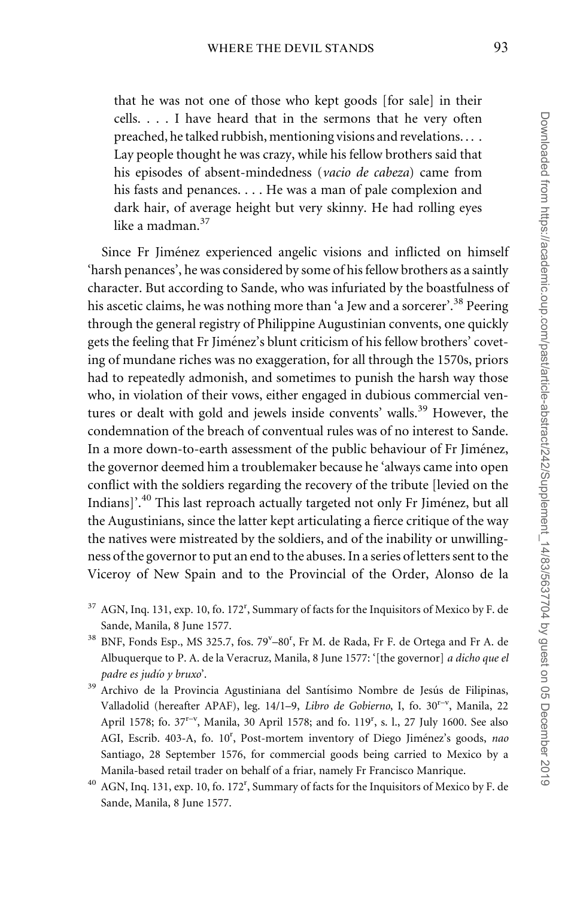that he was not one of those who kept goods [for sale] in their cells. . . . I have heard that in the sermons that he very often preached, he talked rubbish, mentioning visions and revelations. . . . Lay people thought he was crazy, while his fellow brothers said that his episodes of absent-mindedness (*vacio de cabeza*) came from his fasts and penances. . . . He was a man of pale complexion and dark hair, of average height but very skinny. He had rolling eyes like a madman.[37]

Since Fr Jiménez experienced angelic visions and inflicted on himself 'harsh penances', he was considered by some of his fellow brothers as a saintly character. But according to Sande, who was infuriated by the boastfulness of his ascetic claims, he was nothing more than 'a Jew and a sorcerer'.[38] Peering through the general registry of Philippine Augustinian convents, one quickly gets the feeling that Fr Jiménez's blunt criticism of his fellow brothers' coveting of mundane riches was no exaggeration, for all through the 1570s, priors had to repeatedly admonish, and sometimes to punish the harsh way those who, in violation of their vows, either engaged in dubious commercial ventures or dealt with gold and jewels inside convents' walls.[39] However, the condemnation of the breach of conventual rules was of no interest to Sande. In a more down-to-earth assessment of the public behaviour of Fr Jiménez, the governor deemed him a troublemaker because he 'always came into open conflict with the soldiers regarding the recovery of the tribute [levied on the Indians]'.[40] This last reproach actually targeted not only Fr Jiménez, but all the Augustinians, since the latter kept articulating a fierce critique of the way the natives were mistreated by the soldiers, and of the inability or unwillingness of the governor to put an end to the abuses. In a series of letters sent to the Viceroy of New Spain and to the Provincial of the Order, Alonso de la

[37] AGN, Inq. 131, exp. 10, fo. 172r, Summary of facts for the Inquisitors of Mexico by F. de Sande, Manila, 8 June 1577.

[38] BNF, Fonds Esp., MS 325.7, fos. 79v–80r, Fr M. de Rada, Fr F. de Ortega and Fr A. de Albuquerque to P. A. de la Veracruz, Manila, 8 June 1577: '[the governor] *a dicho que el padre es judío y bruxo*'.

[39] Archivo de la Provincia Agustiniana del Santísimo Nombre de Jesús de Filipinas, Valladolid (hereafter APAF), leg. 14/1–9, *Libro de Gobierno*, I, fo. 30r–v, Manila, 22 April 1578; fo. 37r–v, Manila, 30 April 1578; and fo. 119r, s. l., 27 July 1600. See also AGI, Escrib. 403-A, fo. 10r, Post-mortem inventory of Diego Jiménez's goods, *nao* Santiago, 28 September 1576, for commercial goods being carried to Mexico by a Manila-based retail trader on behalf of a friar, namely Fr Francisco Manrique.

[40] AGN, Inq. 131, exp. 10, fo. 172r, Summary of facts for the Inquisitors of Mexico by F. de Sande, Manila, 8 June 1577.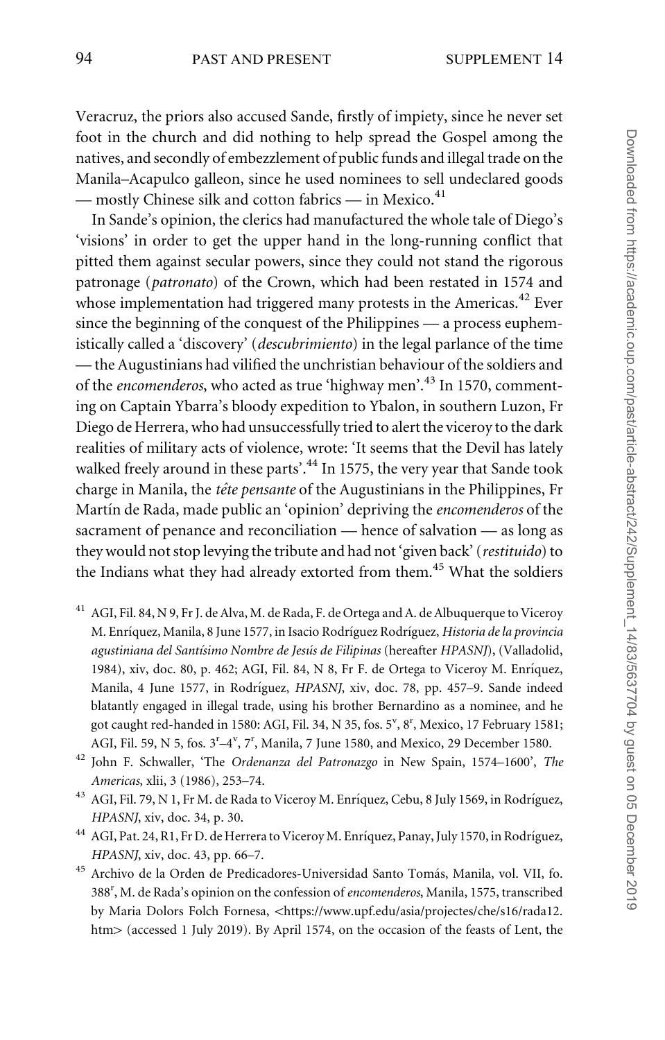Veracruz, the priors also accused Sande, firstly of impiety, since he never set foot in the church and did nothing to help spread the Gospel among the natives, and secondly of embezzlement of public funds and illegal trade on the Manila–Acapulco galleon, since he used nominees to sell undeclared goods — mostly Chinese silk and cotton fabrics — in Mexico.[41]

In Sande's opinion, the clerics had manufactured the whole tale of Diego's 'visions' in order to get the upper hand in the long-running conflict that pitted them against secular powers, since they could not stand the rigorous patronage (*patronato*) of the Crown, which had been restated in 1574 and whose implementation had triggered many protests in the Americas.[42] Ever since the beginning of the conquest of the Philippines — a process euphemistically called a 'discovery' (*descubrimiento*) in the legal parlance of the time — the Augustinians had vilified the unchristian behaviour of the soldiers and of the *encomenderos*, who acted as true 'highway men'.[43] In 1570, commenting on Captain Ybarra's bloody expedition to Ybalon, in southern Luzon, Fr Diego de Herrera, who had unsuccessfully tried to alert the viceroy to the dark realities of military acts of violence, wrote: 'It seems that the Devil has lately walked freely around in these parts'.[44] In 1575, the very year that Sande took charge in Manila, the *tête pensante* of the Augustinians in the Philippines, Fr Martín de Rada, made public an 'opinion' depriving the *encomenderos* of the sacrament of penance and reconciliation — hence of salvation — as long as they would not stop levying the tribute and had not 'given back' (*restituido*) to the Indians what they had already extorted from them.[45] What the soldiers

[41] AGI, Fil. 84, N 9, Fr J. de Alva, M. de Rada, F. de Ortega and A. de Albuquerque to Viceroy M. Enríquez, Manila, 8 June 1577, in Isacio Rodríguez Rodríguez, *Historia de la provincia agustiniana del Santísimo Nombre de Jesús de Filipinas* (hereafter *HPASNJ*), (Valladolid, 1984), xiv, doc. 80, p. 462; AGI, Fil. 84, N 8, Fr F. de Ortega to Viceroy M. Enríquez, Manila, 4 June 1577, in Rodríguez, *HPASNJ*, xiv, doc. 78, pp. 457–9. Sande indeed blatantly engaged in illegal trade, using his brother Bernardino as a nominee, and he got caught red-handed in 1580: AGI, Fil. 34, N 35, fos. 5v, 8r, Mexico, 17 February 1581; AGI, Fil. 59, N 5, fos. 3r–4v, 7r, Manila, 7 June 1580, and Mexico, 29 December 1580.

[42] John F. Schwaller, 'The *Ordenanza del Patronazgo* in New Spain, 1574–1600', *The Americas*, xlii, 3 (1986), 253–74.

[43] AGI, Fil. 79, N 1, Fr M. de Rada to Viceroy M. Enríquez, Cebu, 8 July 1569, in Rodríguez, *HPASNJ*, xiv, doc. 34, p. 30.

[44] AGI, Pat. 24, R1, Fr D. de Herrera to Viceroy M. Enríquez, Panay, July 1570, in Rodríguez, *HPASNJ*, xiv, doc. 43, pp. 66–7.

[45] Archivo de la Orden de Predicadores-Universidad Santo Tomás, Manila, vol. VII, fo. 388r, M. de Rada's opinion on the confession of *encomenderos*, Manila, 1575, transcribed by Maria Dolors Folch Fornesa, <https://www.upf.edu/asia/projectes/che/s16/rada12.htm> (accessed 1 July 2019). By April 1574, on the occasion of the feasts of Lent, the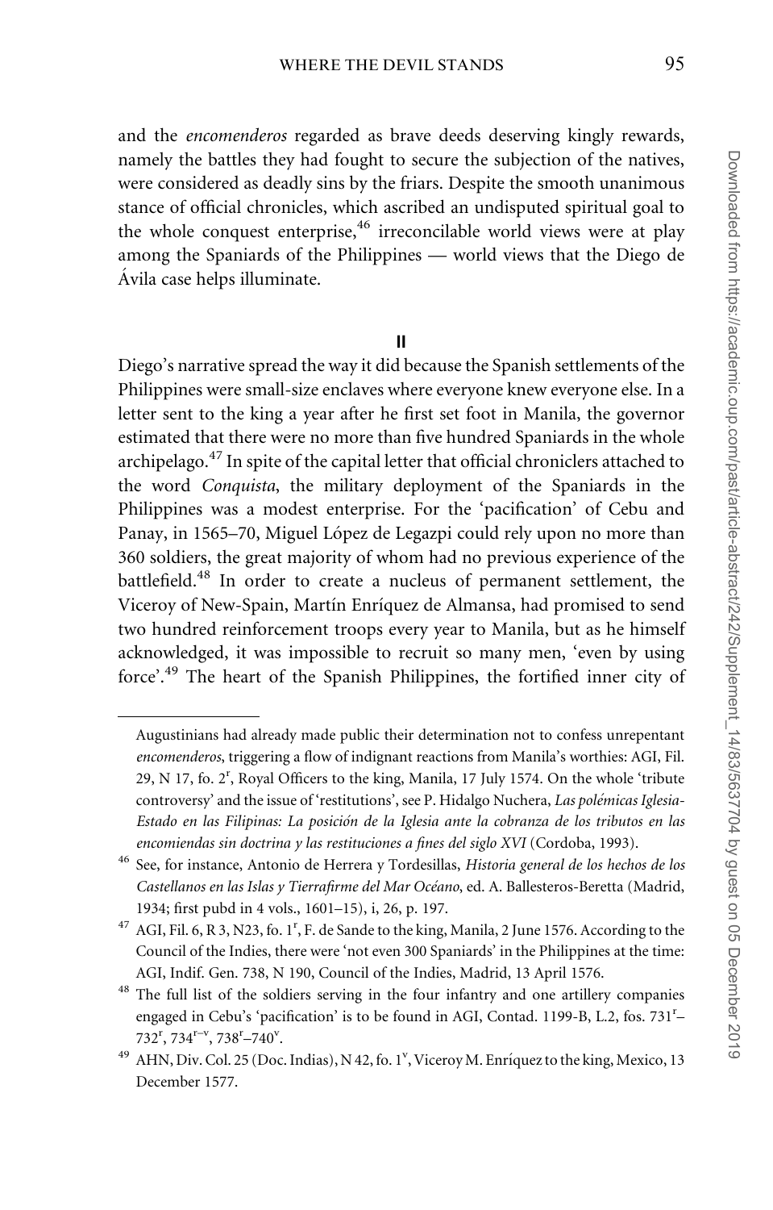and the *encomenderos* regarded as brave deeds deserving kingly rewards, namely the battles they had fought to secure the subjection of the natives, were considered as deadly sins by the friars. Despite the smooth unanimous stance of official chronicles, which ascribed an undisputed spiritual goal to the whole conquest enterprise,[46] irreconcilable world views were at play among the Spaniards of the Philippines — world views that the Diego de Ávila case helps illuminate.

## II

Diego's narrative spread the way it did because the Spanish settlements of the Philippines were small-size enclaves where everyone knew everyone else. In a letter sent to the king a year after he first set foot in Manila, the governor estimated that there were no more than five hundred Spaniards in the whole archipelago.[47] In spite of the capital letter that official chroniclers attached to the word *Conquista*, the military deployment of the Spaniards in the Philippines was a modest enterprise. For the 'pacification' of Cebu and Panay, in 1565–70, Miguel López de Legazpi could rely upon no more than 360 soldiers, the great majority of whom had no previous experience of the battlefield.[48] In order to create a nucleus of permanent settlement, the Viceroy of New-Spain, Martín Enríquez de Almansa, had promised to send two hundred reinforcement troops every year to Manila, but as he himself acknowledged, it was impossible to recruit so many men, 'even by using force'.[49] The heart of the Spanish Philippines, the fortified inner city of

---

Augustinians had already made public their determination not to confess unrepentant *encomenderos*, triggering a flow of indignant reactions from Manila's worthies: AGI, Fil. 29, N 17, fo. 2r, Royal Officers to the king, Manila, 17 July 1574. On the whole 'tribute controversy' and the issue of 'restitutions', see P. Hidalgo Nuchera, *Las polémicas Iglesia-Estado en las Filipinas: La posición de la Iglesia ante la cobranza de los tributos en las encomiendas sin doctrina y las restituciones a fines del siglo XVI* (Cordoba, 1993).

[46] See, for instance, Antonio de Herrera y Tordesillas, *Historia general de los hechos de los Castellanos en las Islas y Tierrafirme del Mar Océano*, ed. A. Ballesteros-Beretta (Madrid, 1934; first pubd in 4 vols., 1601–15), i, 26, p. 197.

[47] AGI, Fil. 6, R 3, N23, fo. 1r, F. de Sande to the king, Manila, 2 June 1576. According to the Council of the Indies, there were 'not even 300 Spaniards' in the Philippines at the time: AGI, Indif. Gen. 738, N 190, Council of the Indies, Madrid, 13 April 1576.

[48] The full list of the soldiers serving in the four infantry and one artillery companies engaged in Cebu's 'pacification' is to be found in AGI, Contad. 1199-B, L.2, fos. 731r–732r, 734r–v, 738r–740v.

[49] AHN, Div. Col. 25 (Doc. Indias), N 42, fo. 1v, Viceroy M. Enríquez to the king, Mexico, 13 December 1577.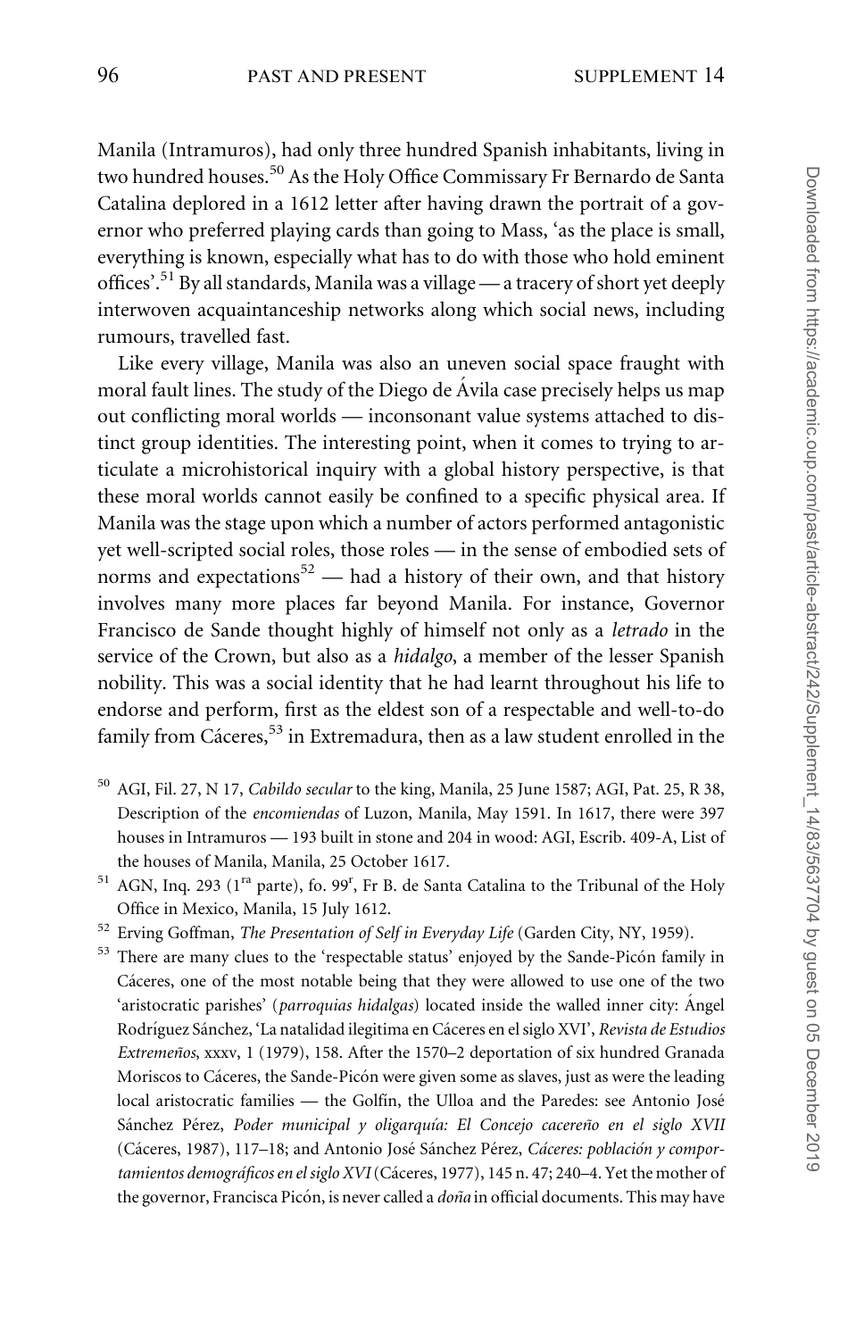Manila (Intramuros), had only three hundred Spanish inhabitants, living in two hundred houses.[50] As the Holy Office Commissary Fr Bernardo de Santa Catalina deplored in a 1612 letter after having drawn the portrait of a governor who preferred playing cards than going to Mass, 'as the place is small, everything is known, especially what has to do with those who hold eminent offices'.[51] By all standards, Manila was a village — a tracery of short yet deeply interwoven acquaintanceship networks along which social news, including rumours, travelled fast.

Like every village, Manila was also an uneven social space fraught with moral fault lines. The study of the Diego de Ávila case precisely helps us map out conflicting moral worlds — inconsonant value systems attached to distinct group identities. The interesting point, when it comes to trying to articulate a microhistorical inquiry with a global history perspective, is that these moral worlds cannot easily be confined to a specific physical area. If Manila was the stage upon which a number of actors performed antagonistic yet well-scripted social roles, those roles — in the sense of embodied sets of norms and expectations[52] — had a history of their own, and that history involves many more places far beyond Manila. For instance, Governor Francisco de Sande thought highly of himself not only as a *letrado* in the service of the Crown, but also as a *hidalgo*, a member of the lesser Spanish nobility. This was a social identity that he had learnt throughout his life to endorse and perform, first as the eldest son of a respectable and well-to-do family from Cáceres,[53] in Extremadura, then as a law student enrolled in the

[50] AGI, Fil. 27, N 17, *Cabildo secular* to the king, Manila, 25 June 1587; AGI, Pat. 25, R 38, Description of the *encomiendas* of Luzon, Manila, May 1591. In 1617, there were 397 houses in Intramuros — 193 built in stone and 204 in wood: AGI, Escrib. 409-A, List of the houses of Manila, Manila, 25 October 1617.

[51] AGN, Inq. 293 (1ra parte), fo. 99r, Fr B. de Santa Catalina to the Tribunal of the Holy Office in Mexico, Manila, 15 July 1612.

[52] Erving Goffman, *The Presentation of Self in Everyday Life* (Garden City, NY, 1959).

[53] There are many clues to the 'respectable status' enjoyed by the Sande-Picón family in Cáceres, one of the most notable being that they were allowed to use one of the two 'aristocratic parishes' (*parroquias hidalgas*) located inside the walled inner city: Ángel Rodríguez Sánchez, 'La natalidad ilegitima en Cáceres en el siglo XVI', *Revista de Estudios Extremeños*, xxxv, 1 (1979), 158. After the 1570–2 deportation of six hundred Granada Moriscos to Cáceres, the Sande-Picón were given some as slaves, just as were the leading local aristocratic families — the Golfín, the Ulloa and the Paredes: see Antonio José Sánchez Pérez, *Poder municipal y oligarquía: El Concejo cacereño en el siglo XVII* (Cáceres, 1987), 117–18; and Antonio José Sánchez Pérez, *Cáceres: población y comportamientos demográficos en el siglo XVI* (Cáceres, 1977), 145 n. 47; 240–4. Yet the mother of the governor, Francisca Picón, is never called a *doña* in official documents. This may have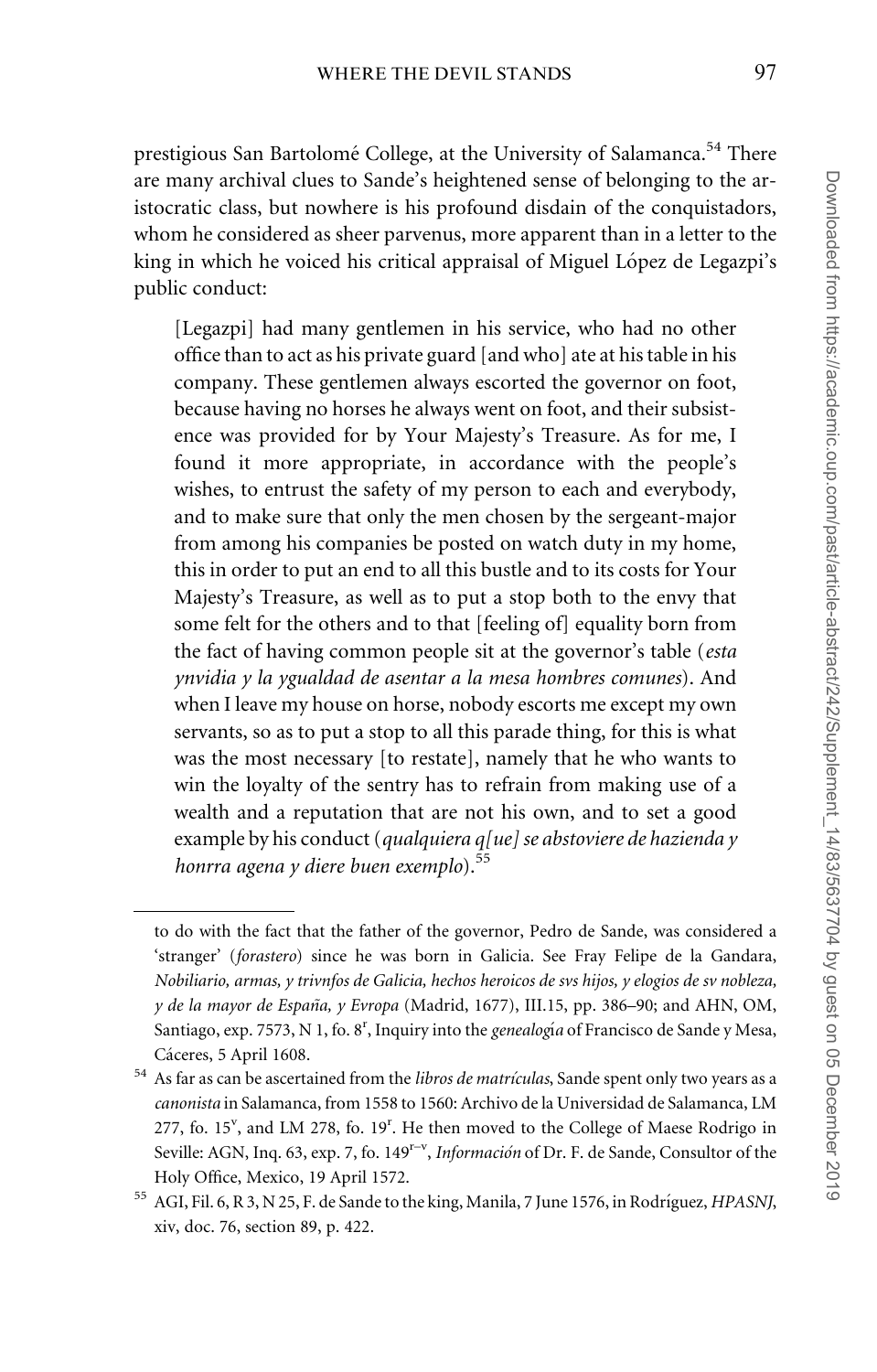prestigious San Bartolomé College, at the University of Salamanca.[54] There are many archival clues to Sande's heightened sense of belonging to the aristocratic class, but nowhere is his profound disdain of the conquistadors, whom he considered as sheer parvenus, more apparent than in a letter to the king in which he voiced his critical appraisal of Miguel López de Legazpi's public conduct:

> [Legazpi] had many gentlemen in his service, who had no other office than to act as his private guard [and who] ate at his table in his company. These gentlemen always escorted the governor on foot, because having no horses he always went on foot, and their subsistence was provided for by Your Majesty's Treasure. As for me, I found it more appropriate, in accordance with the people's wishes, to entrust the safety of my person to each and everybody, and to make sure that only the men chosen by the sergeant-major from among his companies be posted on watch duty in my home, this in order to put an end to all this bustle and to its costs for Your Majesty's Treasure, as well as to put a stop both to the envy that some felt for the others and to that [feeling of] equality born from the fact of having common people sit at the governor's table (*esta ynvidia y la ygualdad de asentar a la mesa hombres comunes*). And when I leave my house on horse, nobody escorts me except my own servants, so as to put a stop to all this parade thing, for this is what was the most necessary [to restate], namely that he who wants to win the loyalty of the sentry has to refrain from making use of a wealth and a reputation that are not his own, and to set a good example by his conduct (*qualquiera q[ue] se abstoviere de hazienda y honrra agena y diere buen exemplo*).[55]

---

to do with the fact that the father of the governor, Pedro de Sande, was considered a 'stranger' (*forastero*) since he was born in Galicia. See Fray Felipe de la Gandara, *Nobiliario, armas, y trivnfos de Galicia, hechos heroicos de svs hijos, y elogios de sv nobleza, y de la mayor de España, y Evropa* (Madrid, 1677), III.15, pp. 386–90; and AHN, OM, Santiago, exp. 7573, N 1, fo. 8r, Inquiry into the *genealogía* of Francisco de Sande y Mesa, Cáceres, 5 April 1608.

[54] As far as can be ascertained from the *libros de matrículas*, Sande spent only two years as a *canonista* in Salamanca, from 1558 to 1560: Archivo de la Universidad de Salamanca, LM 277, fo. 15v, and LM 278, fo. 19r. He then moved to the College of Maese Rodrigo in Seville: AGN, Inq. 63, exp. 7, fo. 149r–v, *Información* of Dr. F. de Sande, Consultor of the Holy Office, Mexico, 19 April 1572.

[55] AGI, Fil. 6, R 3, N 25, F. de Sande to the king, Manila, 7 June 1576, in Rodríguez, *HPASNJ*, xiv, doc. 76, section 89, p. 422.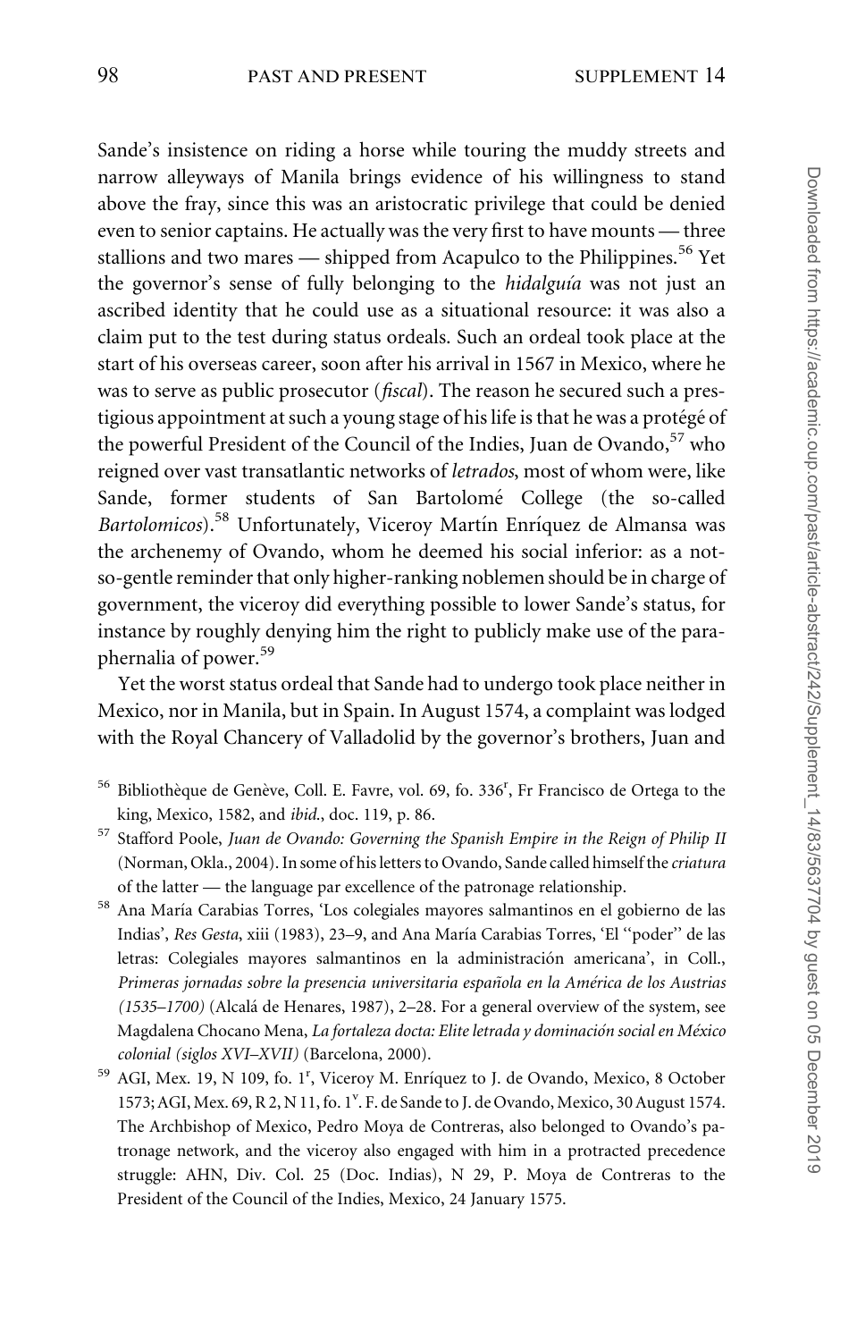Sande's insistence on riding a horse while touring the muddy streets and narrow alleyways of Manila brings evidence of his willingness to stand above the fray, since this was an aristocratic privilege that could be denied even to senior captains. He actually was the very first to have mounts — three stallions and two mares — shipped from Acapulco to the Philippines.[56] Yet the governor's sense of fully belonging to the *hidalguía* was not just an ascribed identity that he could use as a situational resource: it was also a claim put to the test during status ordeals. Such an ordeal took place at the start of his overseas career, soon after his arrival in 1567 in Mexico, where he was to serve as public prosecutor (*fiscal*). The reason he secured such a prestigious appointment at such a young stage of his life is that he was a protégé of the powerful President of the Council of the Indies, Juan de Ovando,[57] who reigned over vast transatlantic networks of *letrados*, most of whom were, like Sande, former students of San Bartolomé College (the so-called *Bartolomicos*).[58] Unfortunately, Viceroy Martín Enríquez de Almansa was the archenemy of Ovando, whom he deemed his social inferior: as a not-so-gentle reminder that only higher-ranking noblemen should be in charge of government, the viceroy did everything possible to lower Sande's status, for instance by roughly denying him the right to publicly make use of the paraphernalia of power.[59]

Yet the worst status ordeal that Sande had to undergo took place neither in Mexico, nor in Manila, but in Spain. In August 1574, a complaint was lodged with the Royal Chancery of Valladolid by the governor's brothers, Juan and

[56] Bibliothèque de Genève, Coll. E. Favre, vol. 69, fo. 336[r], Fr Francisco de Ortega to the king, Mexico, 1582, and *ibid.*, doc. 119, p. 86.

[57] Stafford Poole, *Juan de Ovando: Governing the Spanish Empire in the Reign of Philip II* (Norman, Okla., 2004). In some of his letters to Ovando, Sande called himself the *criatura* of the latter — the language par excellence of the patronage relationship.

[58] Ana María Carabias Torres, 'Los colegiales mayores salmantinos en el gobierno de las Indias', *Res Gesta*, xiii (1983), 23–9, and Ana María Carabias Torres, 'El "poder" de las letras: Colegiales mayores salmantinos en la administración americana', in Coll., *Primeras jornadas sobre la presencia universitaria española en la América de los Austrias (1535–1700)* (Alcalá de Henares, 1987), 2–28. For a general overview of the system, see Magdalena Chocano Mena, *La fortaleza docta: Elite letrada y dominación social en México colonial (siglos XVI–XVII)* (Barcelona, 2000).

[59] AGI, Mex. 19, N 109, fo. 1[r], Viceroy M. Enríquez to J. de Ovando, Mexico, 8 October 1573; AGI, Mex. 69, R 2, N 11, fo. 1[v]. F. de Sande to J. de Ovando, Mexico, 30 August 1574. The Archbishop of Mexico, Pedro Moya de Contreras, also belonged to Ovando's patronage network, and the viceroy also engaged with him in a protracted precedence struggle: AHN, Div. Col. 25 (Doc. Indias), N 29, P. Moya de Contreras to the President of the Council of the Indies, Mexico, 24 January 1575.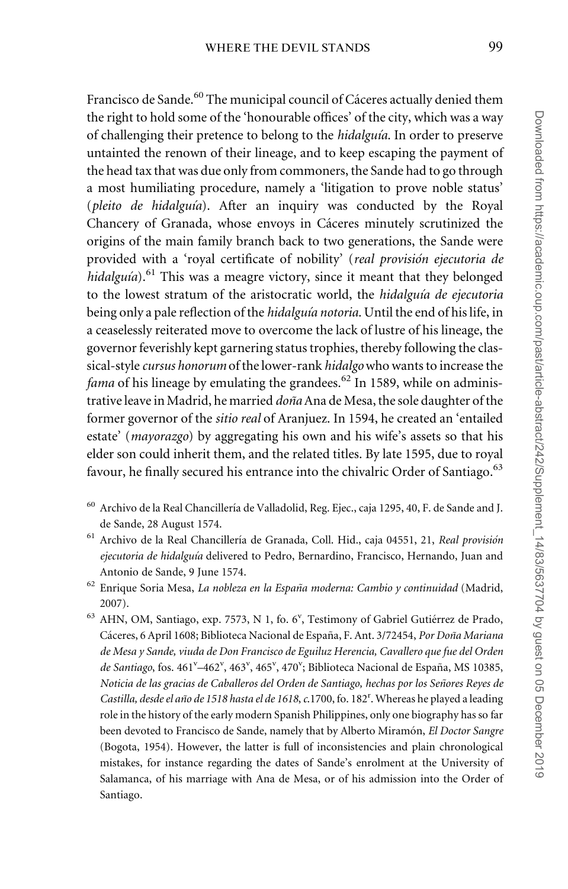Francisco de Sande.[60] The municipal council of Cáceres actually denied them the right to hold some of the 'honourable offices' of the city, which was a way of challenging their pretence to belong to the *hidalguía*. In order to preserve untainted the renown of their lineage, and to keep escaping the payment of the head tax that was due only from commoners, the Sande had to go through a most humiliating procedure, namely a 'litigation to prove noble status' (*pleito de hidalguía*). After an inquiry was conducted by the Royal Chancery of Granada, whose envoys in Cáceres minutely scrutinized the origins of the main family branch back to two generations, the Sande were provided with a 'royal certificate of nobility' (*real provisión ejecutoria de hidalguía*).[61] This was a meagre victory, since it meant that they belonged to the lowest stratum of the aristocratic world, the *hidalguía de ejecutoria* being only a pale reflection of the *hidalguía notoria*. Until the end of his life, in a ceaselessly reiterated move to overcome the lack of lustre of his lineage, the governor feverishly kept garnering status trophies, thereby following the classical-style *cursus honorum* of the lower-rank *hidalgo* who wants to increase the *fama* of his lineage by emulating the grandees.[62] In 1589, while on administrative leave in Madrid, he married *doña* Ana de Mesa, the sole daughter of the former governor of the *sitio real* of Aranjuez. In 1594, he created an 'entailed estate' (*mayorazgo*) by aggregating his own and his wife's assets so that his elder son could inherit them, and the related titles. By late 1595, due to royal favour, he finally secured his entrance into the chivalric Order of Santiago.[63]

[60] Archivo de la Real Chancillería de Valladolid, Reg. Ejec., caja 1295, 40, F. de Sande and J. de Sande, 28 August 1574.

[61] Archivo de la Real Chancillería de Granada, Coll. Hid., caja 04551, 21, *Real provisión ejecutoria de hidalguía* delivered to Pedro, Bernardino, Francisco, Hernando, Juan and Antonio de Sande, 9 June 1574.

[62] Enrique Soria Mesa, *La nobleza en la España moderna: Cambio y continuidad* (Madrid, 2007).

[63] AHN, OM, Santiago, exp. 7573, N 1, fo. 6v, Testimony of Gabriel Gutiérrez de Prado, Cáceres, 6 April 1608; Biblioteca Nacional de España, F. Ant. 3/72454, *Por Doña Mariana de Mesa y Sande, viuda de Don Francisco de Eguiluz Herencia, Cavallero que fue del Orden de Santiago*, fos. 461v–462v, 463v, 465v, 470v; Biblioteca Nacional de España, MS 10385, *Noticia de las gracias de Caballeros del Orden de Santiago, hechas por los Señores Reyes de Castilla, desde el año de 1518 hasta el de 1618*, *c.*1700, fo. 182r. Whereas he played a leading role in the history of the early modern Spanish Philippines, only one biography has so far been devoted to Francisco de Sande, namely that by Alberto Miramón, *El Doctor Sangre* (Bogota, 1954). However, the latter is full of inconsistencies and plain chronological mistakes, for instance regarding the dates of Sande's enrolment at the University of Salamanca, of his marriage with Ana de Mesa, or of his admission into the Order of Santiago.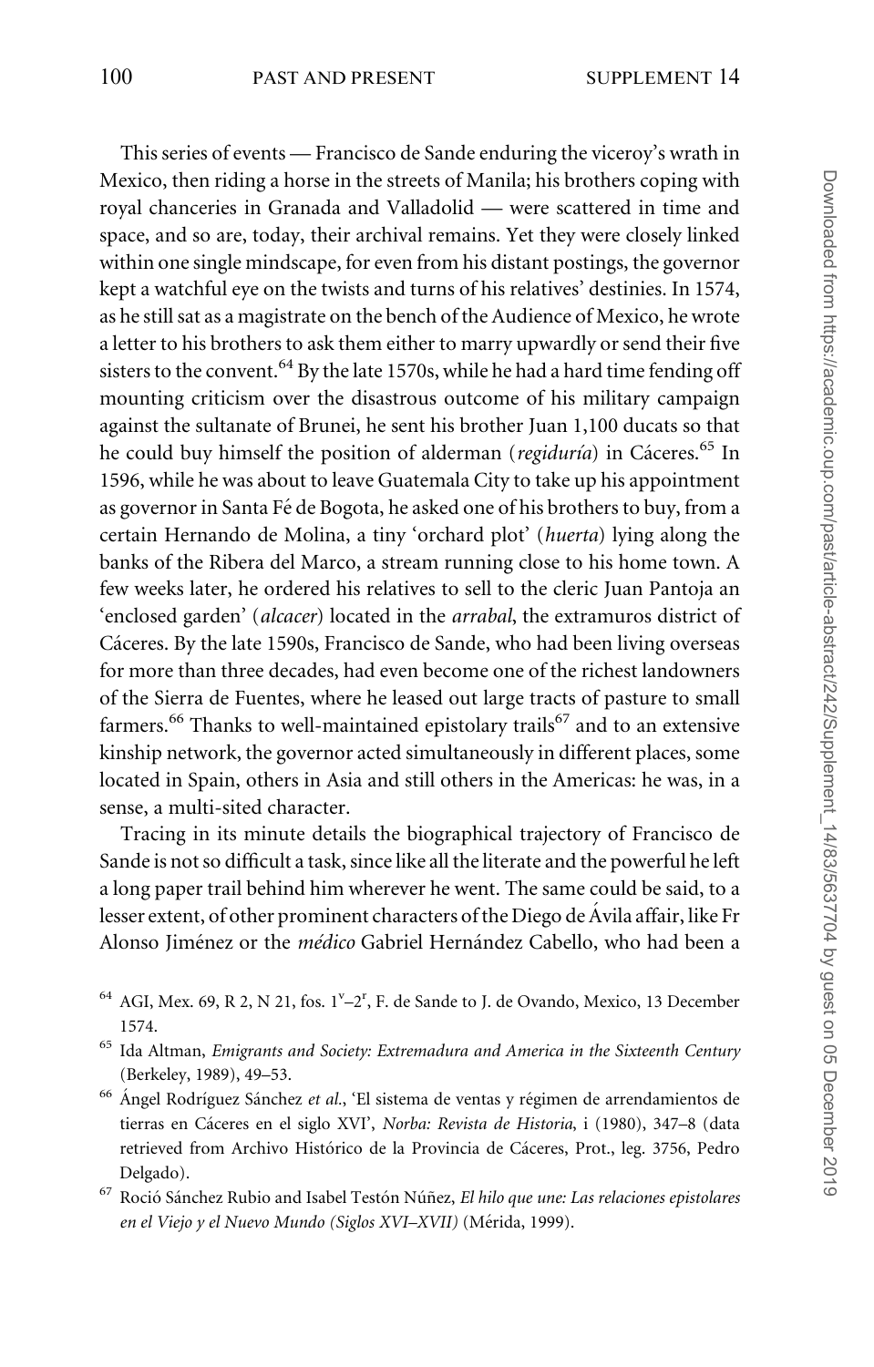This series of events — Francisco de Sande enduring the viceroy's wrath in Mexico, then riding a horse in the streets of Manila; his brothers coping with royal chanceries in Granada and Valladolid — were scattered in time and space, and so are, today, their archival remains. Yet they were closely linked within one single mindscape, for even from his distant postings, the governor kept a watchful eye on the twists and turns of his relatives' destinies. In 1574, as he still sat as a magistrate on the bench of the Audience of Mexico, he wrote a letter to his brothers to ask them either to marry upwardly or send their five sisters to the convent.[64] By the late 1570s, while he had a hard time fending off mounting criticism over the disastrous outcome of his military campaign against the sultanate of Brunei, he sent his brother Juan 1,100 ducats so that he could buy himself the position of alderman (*regiduría*) in Cáceres.[65] In 1596, while he was about to leave Guatemala City to take up his appointment as governor in Santa Fé de Bogota, he asked one of his brothers to buy, from a certain Hernando de Molina, a tiny 'orchard plot' (*huerta*) lying along the banks of the Ribera del Marco, a stream running close to his home town. A few weeks later, he ordered his relatives to sell to the cleric Juan Pantoja an 'enclosed garden' (*alcacer*) located in the *arrabal*, the extramuros district of Cáceres. By the late 1590s, Francisco de Sande, who had been living overseas for more than three decades, had even become one of the richest landowners of the Sierra de Fuentes, where he leased out large tracts of pasture to small farmers.[66] Thanks to well-maintained epistolary trails[67] and to an extensive kinship network, the governor acted simultaneously in different places, some located in Spain, others in Asia and still others in the Americas: he was, in a sense, a multi-sited character.

Tracing in its minute details the biographical trajectory of Francisco de Sande is not so difficult a task, since like all the literate and the powerful he left a long paper trail behind him wherever he went. The same could be said, to a lesser extent, of other prominent characters of the Diego de Ávila affair, like Fr Alonso Jiménez or the *médico* Gabriel Hernández Cabello, who had been a

---

[64] AGI, Mex. 69, R 2, N 21, fos. 1$^{v}$–2$^{r}$, F. de Sande to J. de Ovando, Mexico, 13 December 1574.

[65] Ida Altman, *Emigrants and Society: Extremadura and America in the Sixteenth Century* (Berkeley, 1989), 49–53.

[66] Ángel Rodríguez Sánchez *et al.*, 'El sistema de ventas y régimen de arrendamientos de tierras en Cáceres en el siglo XVI', *Norba: Revista de Historia*, i (1980), 347–8 (data retrieved from Archivo Histórico de la Provincia de Cáceres, Prot., leg. 3756, Pedro Delgado).

[67] Rocío Sánchez Rubio and Isabel Testón Núñez, *El hilo que une: Las relaciones epistolares en el Viejo y el Nuevo Mundo (Siglos XVI–XVII)* (Mérida, 1999).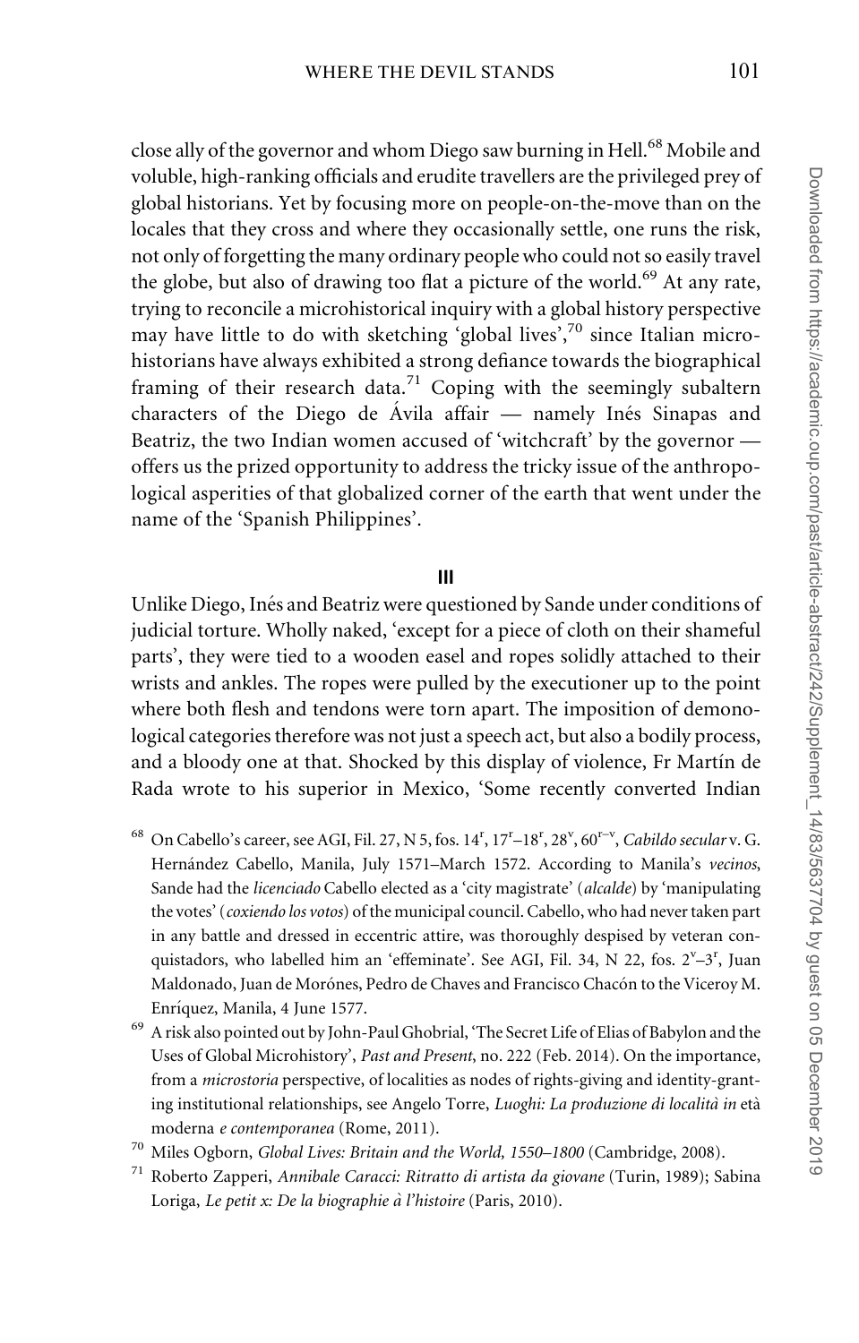close ally of the governor and whom Diego saw burning in Hell.[68] Mobile and voluble, high-ranking officials and erudite travellers are the privileged prey of global historians. Yet by focusing more on people-on-the-move than on the locales that they cross and where they occasionally settle, one runs the risk, not only of forgetting the many ordinary people who could not so easily travel the globe, but also of drawing too flat a picture of the world.[69] At any rate, trying to reconcile a microhistorical inquiry with a global history perspective may have little to do with sketching 'global lives',[70] since Italian microhistorians have always exhibited a strong defiance towards the biographical framing of their research data.[71] Coping with the seemingly subaltern characters of the Diego de Ávila affair — namely Inés Sinapas and Beatriz, the two Indian women accused of 'witchcraft' by the governor — offers us the prized opportunity to address the tricky issue of the anthropological asperities of that globalized corner of the earth that went under the name of the 'Spanish Philippines'.

## III

Unlike Diego, Inés and Beatriz were questioned by Sande under conditions of judicial torture. Wholly naked, 'except for a piece of cloth on their shameful parts', they were tied to a wooden easel and ropes solidly attached to their wrists and ankles. The ropes were pulled by the executioner up to the point where both flesh and tendons were torn apart. The imposition of demonological categories therefore was not just a speech act, but also a bodily process, and a bloody one at that. Shocked by this display of violence, Fr Martín de Rada wrote to his superior in Mexico, 'Some recently converted Indian

---

[68] On Cabello's career, see AGI, Fil. 27, N 5, fos. 14$^{r}$, 17$^{r}$–18$^{r}$, 28$^{v}$, 60$^{r–v}$, *Cabildo secular* v. G. Hernández Cabello, Manila, July 1571–March 1572. According to Manila's *vecinos*, Sande had the *licenciado* Cabello elected as a 'city magistrate' (*alcalde*) by 'manipulating the votes' (*coxiendo los votos*) of the municipal council. Cabello, who had never taken part in any battle and dressed in eccentric attire, was thoroughly despised by veteran conquistadors, who labelled him an 'effeminate'. See AGI, Fil. 34, N 22, fos. 2$^{v}$–3$^{r}$, Juan Maldonado, Juan de Morónes, Pedro de Chaves and Francisco Chacón to the Viceroy M. Enríquez, Manila, 4 June 1577.

[69] A risk also pointed out by John-Paul Ghobrial, 'The Secret Life of Elias of Babylon and the Uses of Global Microhistory', *Past and Present*, no. 222 (Feb. 2014). On the importance, from a *microstoria* perspective, of localities as nodes of rights-giving and identity-granting institutional relationships, see Angelo Torre, *Luoghi: La produzione di località in* età *moderna e contemporanea* (Rome, 2011).

[70] Miles Ogborn, *Global Lives: Britain and the World, 1550–1800* (Cambridge, 2008).

[71] Roberto Zapperi, *Annibale Caracci: Ritratto di artista da giovane* (Turin, 1989); Sabina Loriga, *Le petit x: De la biographie à l'histoire* (Paris, 2010).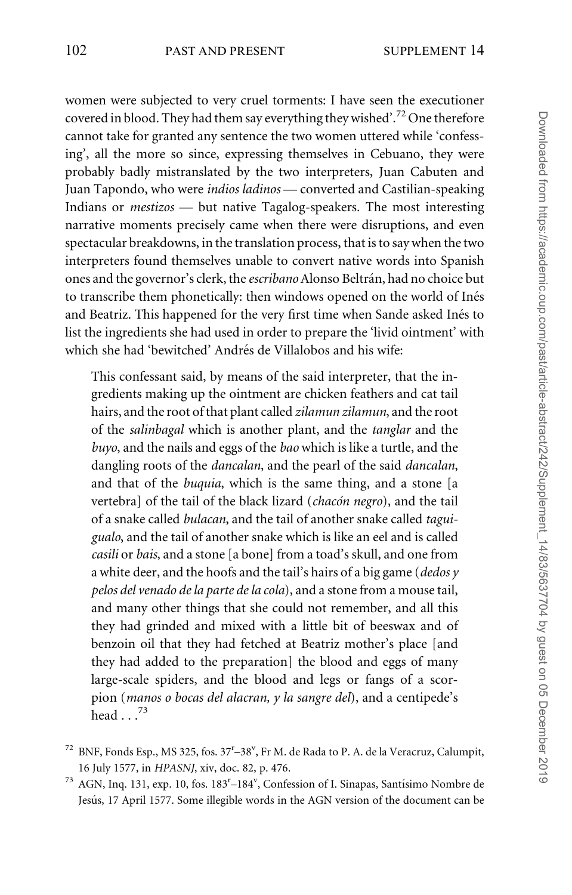women were subjected to very cruel torments: I have seen the executioner covered in blood. They had them say everything they wished'.[72] One therefore cannot take for granted any sentence the two women uttered while 'confessing', all the more so since, expressing themselves in Cebuano, they were probably badly mistranslated by the two interpreters, Juan Cabuten and Juan Tapondo, who were *indios ladinos* — converted and Castilian-speaking Indians or *mestizos* — but native Tagalog-speakers. The most interesting narrative moments precisely came when there were disruptions, and even spectacular breakdowns, in the translation process, that is to say when the two interpreters found themselves unable to convert native words into Spanish ones and the governor's clerk, the *escribano* Alonso Beltrán, had no choice but to transcribe them phonetically: then windows opened on the world of Inés and Beatriz. This happened for the very first time when Sande asked Inés to list the ingredients she had used in order to prepare the 'livid ointment' with which she had 'bewitched' Andrés de Villalobos and his wife:

> This confessant said, by means of the said interpreter, that the ingredients making up the ointment are chicken feathers and cat tail hairs, and the root of that plant called *zilamun zilamun*, and the root of the *salinbagal* which is another plant, and the *tanglar* and the *buyo*, and the nails and eggs of the *bao* which is like a turtle, and the dangling roots of the *dancalan*, and the pearl of the said *dancalan*, and that of the *buquia*, which is the same thing, and a stone [a vertebra] of the tail of the black lizard (*chacón negro*), and the tail of a snake called *bulacan*, and the tail of another snake called *taguigualo*, and the tail of another snake which is like an eel and is called *casili* or *bais*, and a stone [a bone] from a toad's skull, and one from a white deer, and the hoofs and the tail's hairs of a big game (*dedos y pelos del venado de la parte de la cola*), and a stone from a mouse tail, and many other things that she could not remember, and all this they had grinded and mixed with a little bit of beeswax and of benzoin oil that they had fetched at Beatriz mother's place [and they had added to the preparation] the blood and eggs of many large-scale spiders, and the blood and legs or fangs of a scorpion (*manos o bocas del alacran, y la sangre del*), and a centipede's head . . .[73]

[72] BNF, Fonds Esp., MS 325, fos. 37r–38v, Fr M. de Rada to P. A. de la Veracruz, Calumpit, 16 July 1577, in *HPASNJ*, xiv, doc. 82, p. 476.

[73] AGN, Inq. 131, exp. 10, fos. 183r–184v, Confession of I. Sinapas, Santísimo Nombre de Jesús, 17 April 1577. Some illegible words in the AGN version of the document can be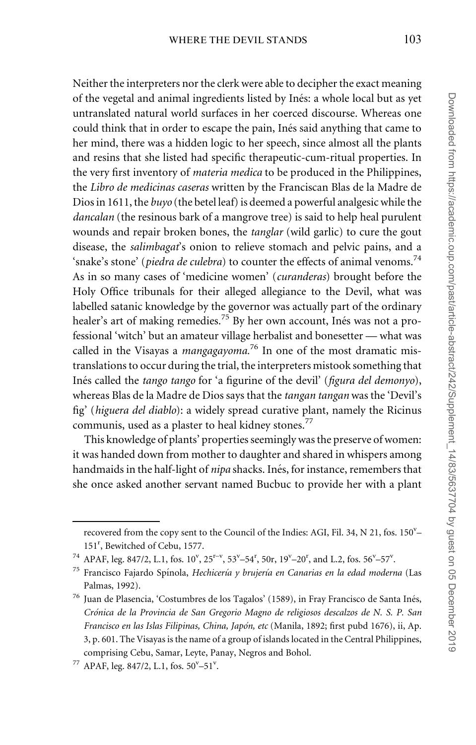Neither the interpreters nor the clerk were able to decipher the exact meaning of the vegetal and animal ingredients listed by Inés: a whole local but as yet untranslated natural world surfaces in her coerced discourse. Whereas one could think that in order to escape the pain, Inés said anything that came to her mind, there was a hidden logic to her speech, since almost all the plants and resins that she listed had specific therapeutic-cum-ritual properties. In the very first inventory of *materia medica* to be produced in the Philippines, the *Libro de medicinas caseras* written by the Franciscan Blas de la Madre de Dios in 1611, the *buyo* (the betel leaf) is deemed a powerful analgesic while the *dancalan* (the resinous bark of a mangrove tree) is said to help heal purulent wounds and repair broken bones, the *tanglar* (wild garlic) to cure the gout disease, the *salimbagat*'s onion to relieve stomach and pelvic pains, and a 'snake's stone' (*piedra de culebra*) to counter the effects of animal venoms.[74] As in so many cases of 'medicine women' (*curanderas*) brought before the Holy Office tribunals for their alleged allegiance to the Devil, what was labelled satanic knowledge by the governor was actually part of the ordinary healer's art of making remedies.[75] By her own account, Inés was not a professional 'witch' but an amateur village herbalist and bonesetter — what was called in the Visayas a *mangagayoma*.[76] In one of the most dramatic mistranslations to occur during the trial, the interpreters mistook something that Inés called the *tango tango* for 'a figurine of the devil' (*figura del demonyo*), whereas Blas de la Madre de Dios says that the *tangan tangan* was the 'Devil's fig' (*higuera del diablo*): a widely spread curative plant, namely the Ricinus communis, used as a plaster to heal kidney stones.[77]

This knowledge of plants' properties seemingly was the preserve of women: it was handed down from mother to daughter and shared in whispers among handmaids in the half-light of *nipa* shacks. Inés, for instance, remembers that she once asked another servant named Bucbuc to provide her with a plant

---

recovered from the copy sent to the Council of the Indies: AGI, Fil. 34, N 21, fos. 150v–151r, Bewitched of Cebu, 1577.

[74] APAF, leg. 847/2, L.1, fos. 10v, 25r–v, 53v–54r, 50r, 19v–20r, and L.2, fos. 56v–57v.

[75] Francisco Fajardo Spínola, *Hechicería y brujería en Canarias en la edad moderna* (Las Palmas, 1992).

[76] Juan de Plasencia, 'Costumbres de los Tagalos' (1589), in Fray Francisco de Santa Inés, *Crónica de la Provincia de San Gregorio Magno de religiosos descalzos de N. S. P. San Francisco en las Islas Filipinas, China, Japón, etc* (Manila, 1892; first pubd 1676), ii, Ap. 3, p. 601. The Visayas is the name of a group of islands located in the Central Philippines, comprising Cebu, Samar, Leyte, Panay, Negros and Bohol.

[77] APAF, leg. 847/2, L.1, fos. 50v–51v.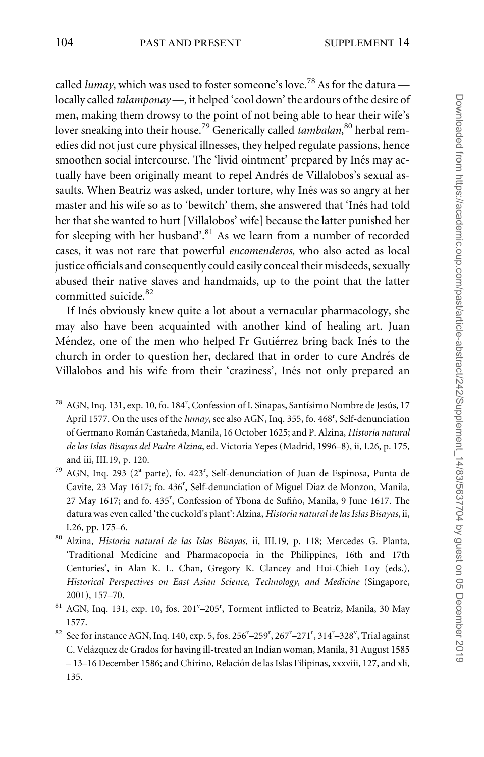called *lumay*, which was used to foster someone's love.[78] As for the datura — locally called *talamponay* —, it helped 'cool down' the ardours of the desire of men, making them drowsy to the point of not being able to hear their wife's lover sneaking into their house.[79] Generically called *tambalan*,[80] herbal remedies did not just cure physical illnesses, they helped regulate passions, hence smoothen social intercourse. The 'livid ointment' prepared by Inés may actually have been originally meant to repel Andrés de Villalobos's sexual assaults. When Beatriz was asked, under torture, why Inés was so angry at her master and his wife so as to 'bewitch' them, she answered that 'Inés had told her that she wanted to hurt [Villalobos' wife] because the latter punished her for sleeping with her husband'.[81] As we learn from a number of recorded cases, it was not rare that powerful *encomenderos*, who also acted as local justice officials and consequently could easily conceal their misdeeds, sexually abused their native slaves and handmaids, up to the point that the latter committed suicide.[82]

If Inés obviously knew quite a lot about a vernacular pharmacology, she may also have been acquainted with another kind of healing art. Juan Méndez, one of the men who helped Fr Gutiérrez bring back Inés to the church in order to question her, declared that in order to cure Andrés de Villalobos and his wife from their 'craziness', Inés not only prepared an

[78] AGN, Inq. 131, exp. 10, fo. 184r, Confession of I. Sinapas, Santísimo Nombre de Jesús, 17 April 1577. On the uses of the *lumay*, see also AGN, Inq. 355, fo. 468r, Self-denunciation of Germano Román Castañeda, Manila, 16 October 1625; and P. Alzina, *Historia natural de las Islas Bisayas del Padre Alzina*, ed. Victoria Yepes (Madrid, 1996–8), ii, I.26, p. 175, and iii, III.19, p. 120.

[79] AGN, Inq. 293 (2a parte), fo. 423r, Self-denunciation of Juan de Espinosa, Punta de Cavite, 23 May 1617; fo. 436r, Self-denunciation of Miguel Diaz de Monzon, Manila, 27 May 1617; and fo. 435r, Confession of Ybona de Sufiño, Manila, 9 June 1617. The datura was even called 'the cuckold's plant': Alzina, *Historia natural de las Islas Bisayas*, ii, I.26, pp. 175–6.

[80] Alzina, *Historia natural de las Islas Bisayas*, ii, III.19, p. 118; Mercedes G. Planta, 'Traditional Medicine and Pharmacopoeia in the Philippines, 16th and 17th Centuries', in Alan K. L. Chan, Gregory K. Clancey and Hui-Chieh Loy (eds.), *Historical Perspectives on East Asian Science, Technology, and Medicine* (Singapore, 2001), 157–70.

[81] AGN, Inq. 131, exp. 10, fos. 201v–205r, Torment inflicted to Beatriz, Manila, 30 May 1577.

[82] See for instance AGN, Inq. 140, exp. 5, fos. 256r–259r, 267r–271r, 314r–328v, Trial against C. Velázquez de Grados for having ill-treated an Indian woman, Manila, 31 August 1585 – 13–16 December 1586; and Chirino, Relación de las Islas Filipinas, xxxviii, 127, and xli, 135.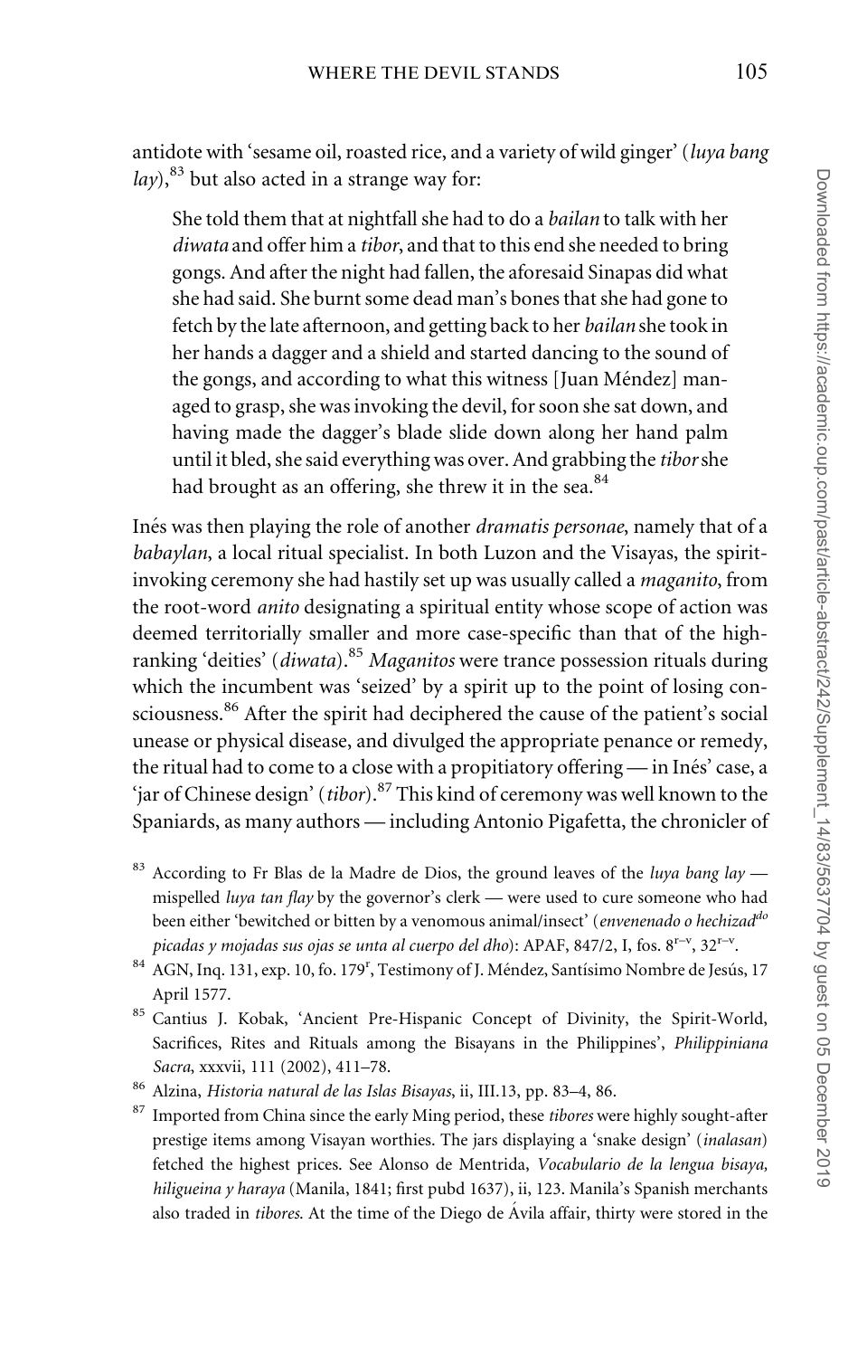antidote with 'sesame oil, roasted rice, and a variety of wild ginger' (*luya bang lay*),[83] but also acted in a strange way for:

> She told them that at nightfall she had to do a *bailan* to talk with her *diwata* and offer him a *tibor*, and that to this end she needed to bring gongs. And after the night had fallen, the aforesaid Sinapas did what she had said. She burnt some dead man's bones that she had gone to fetch by the late afternoon, and getting back to her *bailan* she took in her hands a dagger and a shield and started dancing to the sound of the gongs, and according to what this witness [Juan Méndez] managed to grasp, she was invoking the devil, for soon she sat down, and having made the dagger's blade slide down along her hand palm until it bled, she said everything was over. And grabbing the *tibor* she had brought as an offering, she threw it in the sea.[84]

Inés was then playing the role of another *dramatis personae*, namely that of a *babaylan*, a local ritual specialist. In both Luzon and the Visayas, the spirit-invoking ceremony she had hastily set up was usually called a *maganito*, from the root-word *anito* designating a spiritual entity whose scope of action was deemed territorially smaller and more case-specific than that of the high-ranking 'deities' (*diwata*).[85] *Maganitos* were trance possession rituals during which the incumbent was 'seized' by a spirit up to the point of losing consciousness.[86] After the spirit had deciphered the cause of the patient's social unease or physical disease, and divulged the appropriate penance or remedy, the ritual had to come to a close with a propitiatory offering — in Inés' case, a 'jar of Chinese design' (*tibor*).[87] This kind of ceremony was well known to the Spaniards, as many authors — including Antonio Pigafetta, the chronicler of

[83] According to Fr Blas de la Madre de Dios, the ground leaves of the *luya bang lay* — mispelled *luya tan flay* by the governor's clerk — were used to cure someone who had been either 'bewitched or bitten by a venomous animal/insect' (*envenenado o hechizad*[do] *picadas y mojadas sus ojas se unta al cuerpo del dho*): APAF, 847/2, I, fos. 8[r–v], 32[r–v].

[84] AGN, Inq. 131, exp. 10, fo. 179[r], Testimony of J. Méndez, Santísimo Nombre de Jesús, 17 April 1577.

[85] Cantius J. Kobak, 'Ancient Pre-Hispanic Concept of Divinity, the Spirit-World, Sacrifices, Rites and Rituals among the Bisayans in the Philippines', *Philippiniana Sacra*, xxxvii, 111 (2002), 411–78.

[86] Alzina, *Historia natural de las Islas Bisayas*, ii, III.13, pp. 83–4, 86.

[87] Imported from China since the early Ming period, these *tibores* were highly sought-after prestige items among Visayan worthies. The jars displaying a 'snake design' (*inalasan*) fetched the highest prices. See Alonso de Mentrida, *Vocabulario de la lengua bisaya, hiligueina y haraya* (Manila, 1841; first pubd 1637), ii, 123. Manila's Spanish merchants also traded in *tibores*. At the time of the Diego de Ávila affair, thirty were stored in the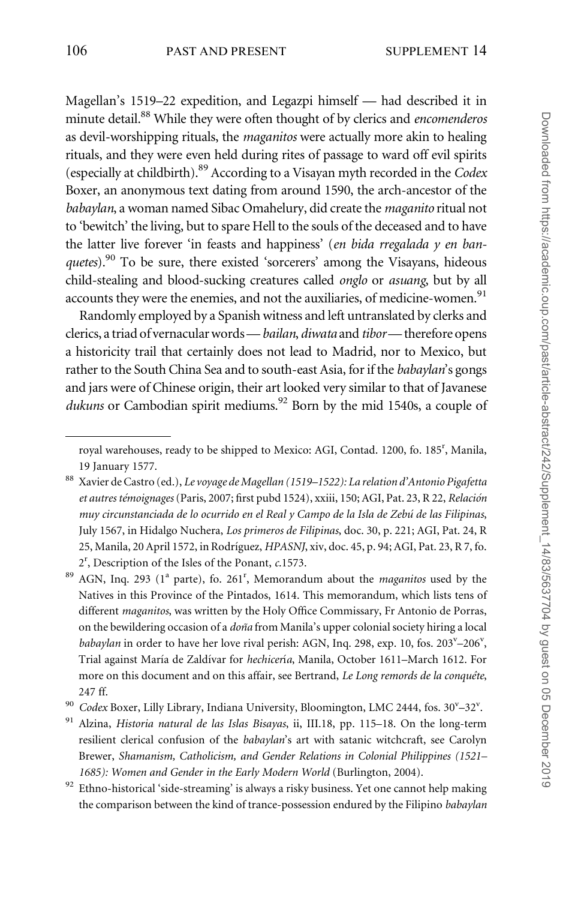Magellan's 1519–22 expedition, and Legazpi himself — had described it in minute detail.[88] While they were often thought of by clerics and *encomenderos* as devil-worshipping rituals, the *maganitos* were actually more akin to healing rituals, and they were even held during rites of passage to ward off evil spirits (especially at childbirth).[89] According to a Visayan myth recorded in the *Codex* Boxer, an anonymous text dating from around 1590, the arch-ancestor of the *babaylan*, a woman named Sibac Omahelury, did create the *maganito* ritual not to 'bewitch' the living, but to spare Hell to the souls of the deceased and to have the latter live forever 'in feasts and happiness' (*en bida rregalada y en banquetes*).[90] To be sure, there existed 'sorcerers' among the Visayans, hideous child-stealing and blood-sucking creatures called *onglo* or *asuang*, but by all accounts they were the enemies, and not the auxiliaries, of medicine-women.[91]

Randomly employed by a Spanish witness and left untranslated by clerks and clerics, a triad of vernacular words — *bailan*, *diwata* and *tibor* — therefore opens a historicity trail that certainly does not lead to Madrid, nor to Mexico, but rather to the South China Sea and to south-east Asia, for if the *babaylan*'s gongs and jars were of Chinese origin, their art looked very similar to that of Javanese *dukuns* or Cambodian spirit mediums.[92] Born by the mid 1540s, a couple of

---

royal warehouses, ready to be shipped to Mexico: AGI, Contad. 1200, fo. 185$^{r}$, Manila, 19 January 1577.

[88] Xavier de Castro (ed.), *Le voyage de Magellan (1519–1522): La relation d'Antonio Pigafetta et autres témoignages* (Paris, 2007; first pubd 1524), xxiii, 150; AGI, Pat. 23, R 22, *Relación muy circunstanciada de lo ocurrido en el Real y Campo de la Isla de Zebú de las Filipinas*, July 1567, in Hidalgo Nuchera, *Los primeros de Filipinas*, doc. 30, p. 221; AGI, Pat. 24, R 25, Manila, 20 April 1572, in Rodríguez, *HPASNJ*, xiv, doc. 45, p. 94; AGI, Pat. 23, R 7, fo. 2$^{r}$, Description of the Isles of the Ponant, *c.*1573.

[89] AGN, Inq. 293 (1$^{a}$ parte), fo. 261$^{r}$, Memorandum about the *maganitos* used by the Natives in this Province of the Pintados, 1614. This memorandum, which lists tens of different *maganitos*, was written by the Holy Office Commissary, Fr Antonio de Porras, on the bewildering occasion of a *doña* from Manila's upper colonial society hiring a local *babaylan* in order to have her love rival perish: AGN, Inq. 298, exp. 10, fos. 203$^{v}$–206$^{v}$, Trial against María de Zaldívar for *hechicería*, Manila, October 1611–March 1612. For more on this document and on this affair, see Bertrand, *Le Long remords de la conquête*, 247 ff.

[90] *Codex* Boxer, Lilly Library, Indiana University, Bloomington, LMC 2444, fos. 30$^{v}$–32$^{v}$.

[91] Alzina, *Historia natural de las Islas Bisayas*, ii, III.18, pp. 115–18. On the long-term resilient clerical confusion of the *babaylan*'s art with satanic witchcraft, see Carolyn Brewer, *Shamanism, Catholicism, and Gender Relations in Colonial Philippines (1521–1685): Women and Gender in the Early Modern World* (Burlington, 2004).

[92] Ethno-historical 'side-streaming' is always a risky business. Yet one cannot help making the comparison between the kind of trance-possession endured by the Filipino *babaylan*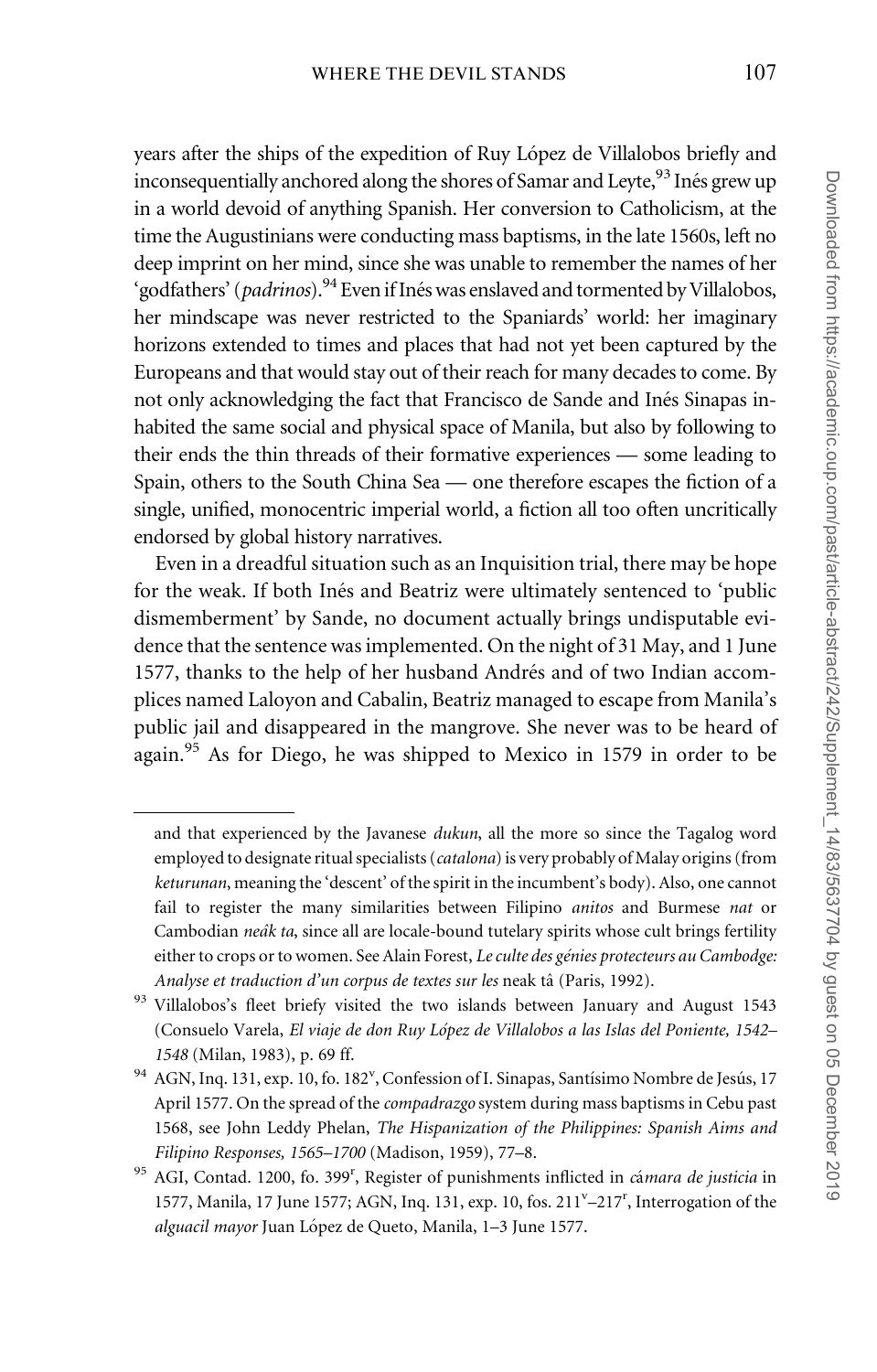years after the ships of the expedition of Ruy López de Villalobos briefly and inconsequentially anchored along the shores of Samar and Leyte,[93] Inés grew up in a world devoid of anything Spanish. Her conversion to Catholicism, at the time the Augustinians were conducting mass baptisms, in the late 1560s, left no deep imprint on her mind, since she was unable to remember the names of her 'godfathers' (*padrinos*).[94] Even if Inés was enslaved and tormented by Villalobos, her mindscape was never restricted to the Spaniards' world: her imaginary horizons extended to times and places that had not yet been captured by the Europeans and that would stay out of their reach for many decades to come. By not only acknowledging the fact that Francisco de Sande and Inés Sinapas inhabited the same social and physical space of Manila, but also by following to their ends the thin threads of their formative experiences — some leading to Spain, others to the South China Sea — one therefore escapes the fiction of a single, unified, monocentric imperial world, a fiction all too often uncritically endorsed by global history narratives.

Even in a dreadful situation such as an Inquisition trial, there may be hope for the weak. If both Inés and Beatriz were ultimately sentenced to 'public dismemberment' by Sande, no document actually brings undisputable evidence that the sentence was implemented. On the night of 31 May, and 1 June 1577, thanks to the help of her husband Andrés and of two Indian accomplices named Laloyon and Cabalin, Beatriz managed to escape from Manila's public jail and disappeared in the mangrove. She never was to be heard of again.[95] As for Diego, he was shipped to Mexico in 1579 in order to be

---

and that experienced by the Javanese *dukun*, all the more so since the Tagalog word employed to designate ritual specialists (*catalona*) is very probably of Malay origins (from *keturunan*, meaning the 'descent' of the spirit in the incumbent's body). Also, one cannot fail to register the many similarities between Filipino *anitos* and Burmese *nat* or Cambodian *neâk ta*, since all are locale-bound tutelary spirits whose cult brings fertility either to crops or to women. See Alain Forest, *Le culte des génies protecteurs au Cambodge: Analyse et traduction d'un corpus de textes sur les* neak tâ (Paris, 1992).

[93] Villalobos's fleet briefly visited the two islands between January and August 1543 (Consuelo Varela, *El viaje de don Ruy López de Villalobos a las Islas del Poniente, 1542–1548* (Milan, 1983), p. 69 ff.

[94] AGN, Inq. 131, exp. 10, fo. 182[v], Confession of I. Sinapas, Santísimo Nombre de Jesús, 17 April 1577. On the spread of the *compadrazgo* system during mass baptisms in Cebu past 1568, see John Leddy Phelan, *The Hispanization of the Philippines: Spanish Aims and Filipino Responses, 1565–1700* (Madison, 1959), 77–8.

[95] AGI, Contad. 1200, fo. 399[r], Register of punishments inflicted in *cámara de justicia* in 1577, Manila, 17 June 1577; AGN, Inq. 131, exp. 10, fos. 211[v]–217[r], Interrogation of the *alguacil mayor* Juan López de Queto, Manila, 1–3 June 1577.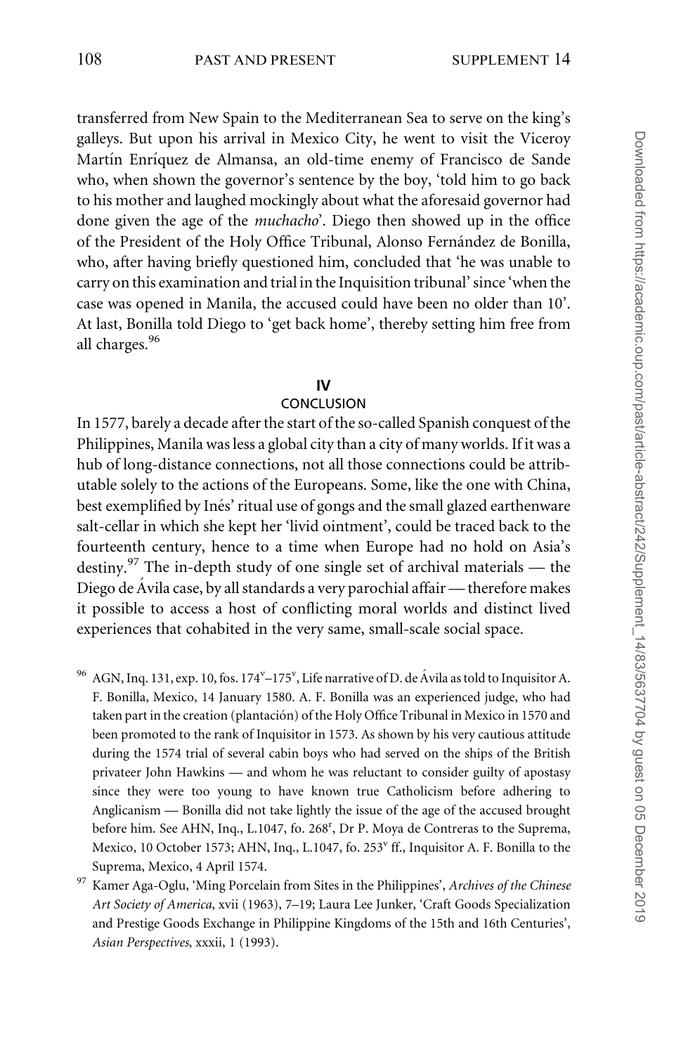transferred from New Spain to the Mediterranean Sea to serve on the king's galleys. But upon his arrival in Mexico City, he went to visit the Viceroy Martín Enríquez de Almansa, an old-time enemy of Francisco de Sande who, when shown the governor's sentence by the boy, 'told him to go back to his mother and laughed mockingly about what the aforesaid governor had done given the age of the *muchacho*'. Diego then showed up in the office of the President of the Holy Office Tribunal, Alonso Fernández de Bonilla, who, after having briefly questioned him, concluded that 'he was unable to carry on this examination and trial in the Inquisition tribunal' since 'when the case was opened in Manila, the accused could have been no older than 10'. At last, Bonilla told Diego to 'get back home', thereby setting him free from all charges.[96]

## IV
## CONCLUSION

In 1577, barely a decade after the start of the so-called Spanish conquest of the Philippines, Manila was less a global city than a city of many worlds. If it was a hub of long-distance connections, not all those connections could be attributable solely to the actions of the Europeans. Some, like the one with China, best exemplified by Inés' ritual use of gongs and the small glazed earthenware salt-cellar in which she kept her 'livid ointment', could be traced back to the fourteenth century, hence to a time when Europe had no hold on Asia's destiny.[97] The in-depth study of one single set of archival materials — the Diego de Ávila case, by all standards a very parochial affair — therefore makes it possible to access a host of conflicting moral worlds and distinct lived experiences that cohabited in the very same, small-scale social space.

[96] AGN, Inq. 131, exp. 10, fos. 174$^{v}$–175$^{v}$, Life narrative of D. de Ávila as told to Inquisitor A. F. Bonilla, Mexico, 14 January 1580. A. F. Bonilla was an experienced judge, who had taken part in the creation (plantación) of the Holy Office Tribunal in Mexico in 1570 and been promoted to the rank of Inquisitor in 1573. As shown by his very cautious attitude during the 1574 trial of several cabin boys who had served on the ships of the British privateer John Hawkins — and whom he was reluctant to consider guilty of apostasy since they were too young to have known true Catholicism before adhering to Anglicanism — Bonilla did not take lightly the issue of the age of the accused brought before him. See AHN, Inq., L.1047, fo. 268$^{r}$, Dr P. Moya de Contreras to the Suprema, Mexico, 10 October 1573; AHN, Inq., L.1047, fo. 253$^{v}$ ff., Inquisitor A. F. Bonilla to the Suprema, Mexico, 4 April 1574.

[97] Kamer Aga-Oglu, 'Ming Porcelain from Sites in the Philippines', *Archives of the Chinese Art Society of America*, xvii (1963), 7–19; Laura Lee Junker, 'Craft Goods Specialization and Prestige Goods Exchange in Philippine Kingdoms of the 15th and 16th Centuries', *Asian Perspectives*, xxxii, 1 (1993).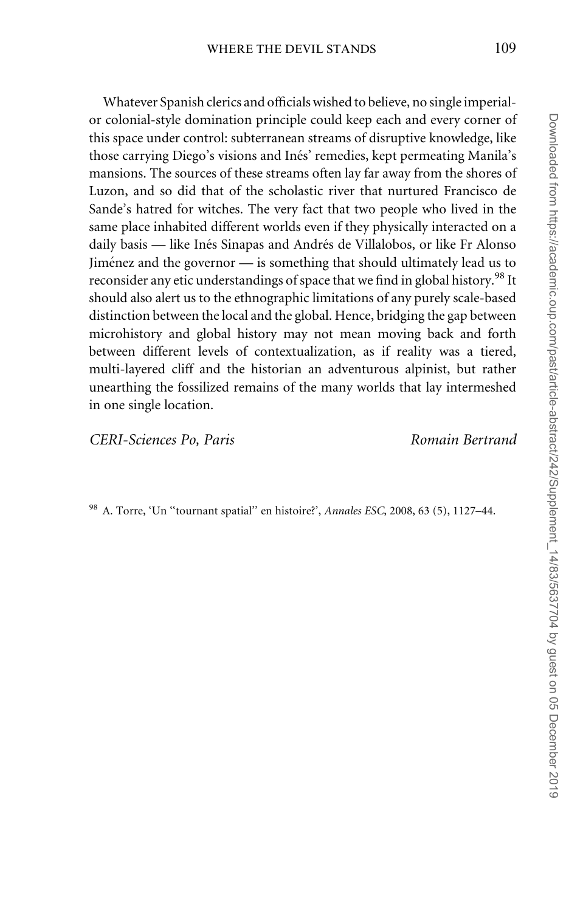Whatever Spanish clerics and officials wished to believe, no single imperial- or colonial-style domination principle could keep each and every corner of this space under control: subterranean streams of disruptive knowledge, like those carrying Diego's visions and Inés' remedies, kept permeating Manila's mansions. The sources of these streams often lay far away from the shores of Luzon, and so did that of the scholastic river that nurtured Francisco de Sande's hatred for witches. The very fact that two people who lived in the same place inhabited different worlds even if they physically interacted on a daily basis — like Inés Sinapas and Andrés de Villalobos, or like Fr Alonso Jiménez and the governor — is something that should ultimately lead us to reconsider any etic understandings of space that we find in global history.[98] It should also alert us to the ethnographic limitations of any purely scale-based distinction between the local and the global. Hence, bridging the gap between microhistory and global history may not mean moving back and forth between different levels of contextualization, as if reality was a tiered, multi-layered cliff and the historian an adventurous alpinist, but rather unearthing the fossilized remains of the many worlds that lay intermeshed in one single location.

*CERI-Sciences Po, Paris* — *Romain Bertrand*

[98] A. Torre, 'Un "tournant spatial" en histoire?', *Annales ESC*, 2008, 63 (5), 1127–44.